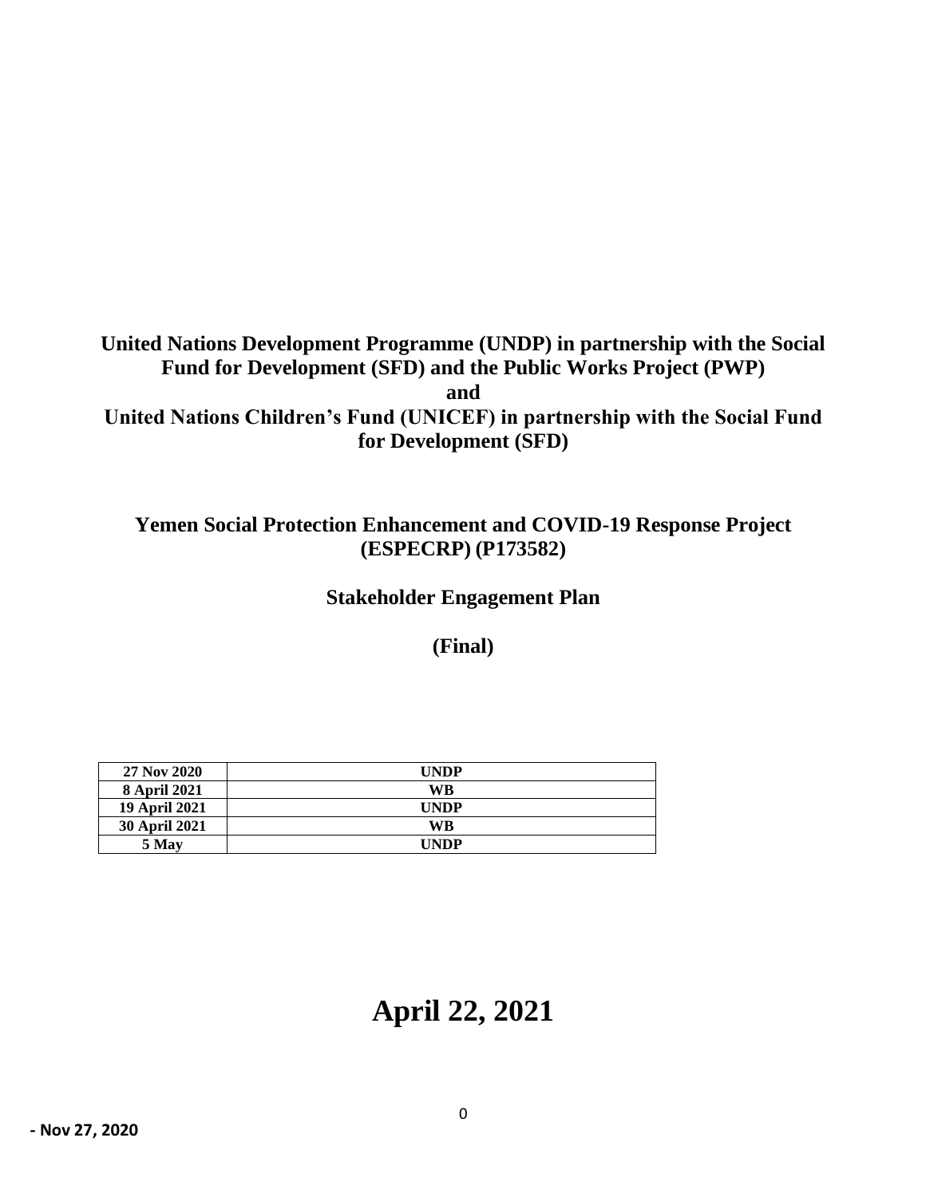**United Nations Development Programme (UNDP) in partnership with the Social Fund for Development (SFD) and the Public Works Project (PWP)**
**and**
**United Nations Children's Fund (UNICEF) in partnership with the Social Fund for Development (SFD)**

**Yemen Social Protection Enhancement and COVID-19 Response Project (ESPECRP) (P173582)**

**Stakeholder Engagement Plan**

**(Final)**

| 27 Nov 2020 | UNDP |
|---|---|
| 8 April 2021 | WB |
| 19 April 2021 | UNDP |
| 30 April 2021 | WB |
| 5 May | UNDP |

# April 22, 2021

**- Nov 27, 2020**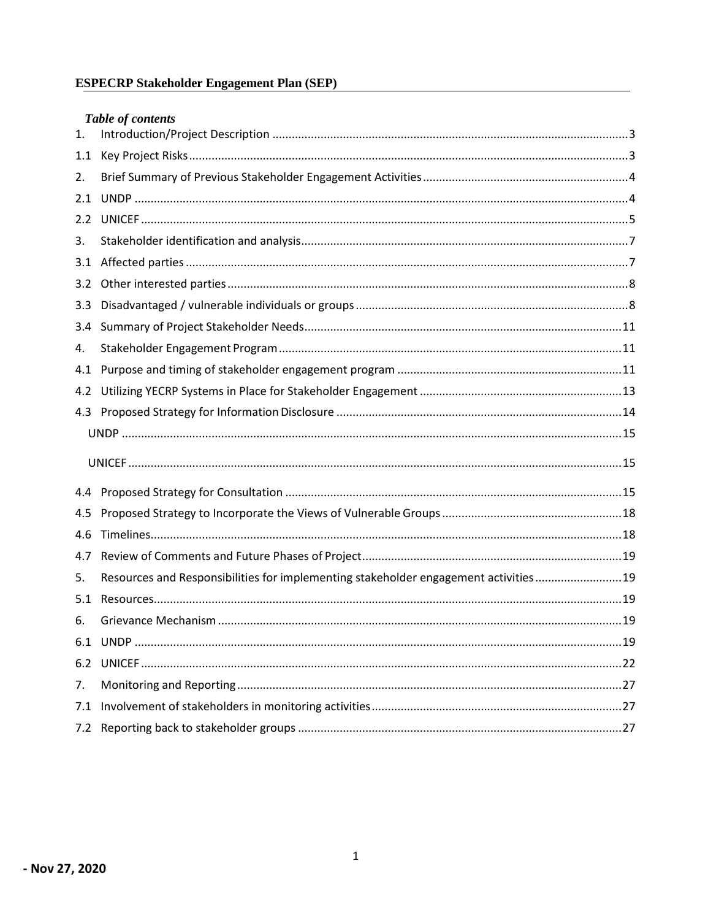**ESPECRP Stakeholder Engagement Plan (SEP)**

***Table of contents***

1. Introduction/Project Description ..... 3
1.1 Key Project Risks ..... 3
2. Brief Summary of Previous Stakeholder Engagement Activities ..... 4
2.1 UNDP ..... 4
2.2 UNICEF ..... 5
3. Stakeholder identification and analysis ..... 7
3.1 Affected parties ..... 7
3.2 Other interested parties ..... 8
3.3 Disadvantaged / vulnerable individuals or groups ..... 8
3.4 Summary of Project Stakeholder Needs ..... 11
4. Stakeholder Engagement Program ..... 11
4.1 Purpose and timing of stakeholder engagement program ..... 11
4.2 Utilizing YECRP Systems in Place for Stakeholder Engagement ..... 13
4.3 Proposed Strategy for Information Disclosure ..... 14
UNDP ..... 15
UNICEF ..... 15
4.4 Proposed Strategy for Consultation ..... 15
4.5 Proposed Strategy to Incorporate the Views of Vulnerable Groups ..... 18
4.6 Timelines ..... 18
4.7 Review of Comments and Future Phases of Project ..... 19
5. Resources and Responsibilities for implementing stakeholder engagement activities ..... 19
5.1 Resources ..... 19
6. Grievance Mechanism ..... 19
6.1 UNDP ..... 19
6.2 UNICEF ..... 22
7. Monitoring and Reporting ..... 27
7.1 Involvement of stakeholders in monitoring activities ..... 27
7.2 Reporting back to stakeholder groups ..... 27

- Nov 27, 2020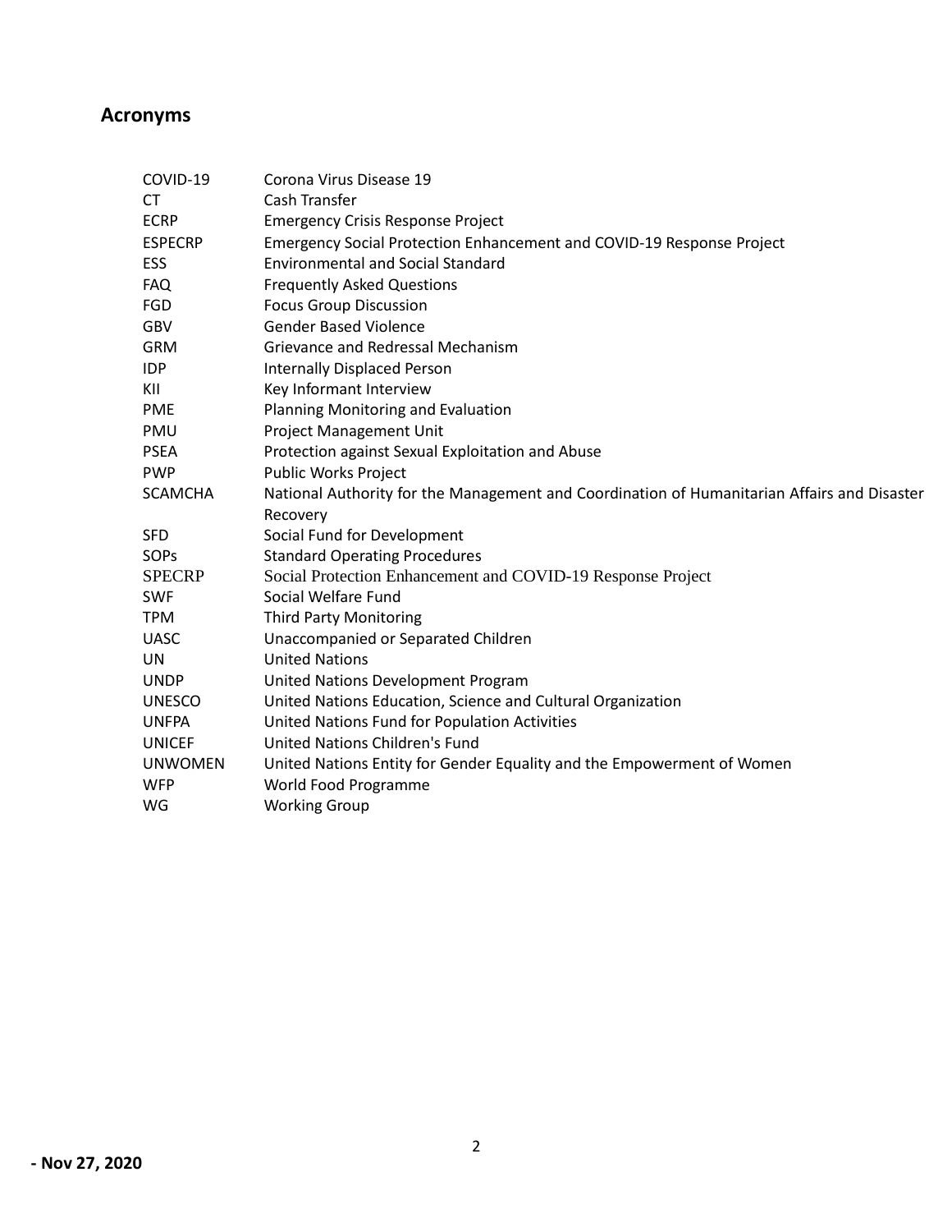## Acronyms

| | |
|---|---|
| COVID-19 | Corona Virus Disease 19 |
| CT | Cash Transfer |
| ECRP | Emergency Crisis Response Project |
| ESPECRP | Emergency Social Protection Enhancement and COVID-19 Response Project |
| ESS | Environmental and Social Standard |
| FAQ | Frequently Asked Questions |
| FGD | Focus Group Discussion |
| GBV | Gender Based Violence |
| GRM | Grievance and Redressal Mechanism |
| IDP | Internally Displaced Person |
| KII | Key Informant Interview |
| PME | Planning Monitoring and Evaluation |
| PMU | Project Management Unit |
| PSEA | Protection against Sexual Exploitation and Abuse |
| PWP | Public Works Project |
| SCAMCHA | National Authority for the Management and Coordination of Humanitarian Affairs and Disaster Recovery |
| SFD | Social Fund for Development |
| SOPs | Standard Operating Procedures |
| SPECRP | Social Protection Enhancement and COVID-19 Response Project |
| SWF | Social Welfare Fund |
| TPM | Third Party Monitoring |
| UASC | Unaccompanied or Separated Children |
| UN | United Nations |
| UNDP | United Nations Development Program |
| UNESCO | United Nations Education, Science and Cultural Organization |
| UNFPA | United Nations Fund for Population Activities |
| UNICEF | United Nations Children's Fund |
| UNWOMEN | United Nations Entity for Gender Equality and the Empowerment of Women |
| WFP | World Food Programme |
| WG | Working Group |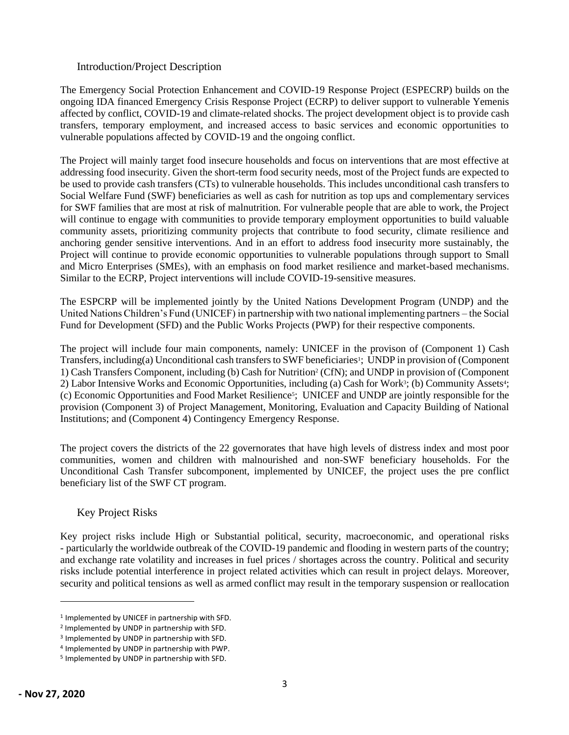## Introduction/Project Description

The Emergency Social Protection Enhancement and COVID-19 Response Project (ESPECRP) builds on the ongoing IDA financed Emergency Crisis Response Project (ECRP) to deliver support to vulnerable Yemenis affected by conflict, COVID-19 and climate-related shocks. The project development object is to provide cash transfers, temporary employment, and increased access to basic services and economic opportunities to vulnerable populations affected by COVID-19 and the ongoing conflict.

The Project will mainly target food insecure households and focus on interventions that are most effective at addressing food insecurity. Given the short-term food security needs, most of the Project funds are expected to be used to provide cash transfers (CTs) to vulnerable households. This includes unconditional cash transfers to Social Welfare Fund (SWF) beneficiaries as well as cash for nutrition as top ups and complementary services for SWF families that are most at risk of malnutrition. For vulnerable people that are able to work, the Project will continue to engage with communities to provide temporary employment opportunities to build valuable community assets, prioritizing community projects that contribute to food security, climate resilience and anchoring gender sensitive interventions. And in an effort to address food insecurity more sustainably, the Project will continue to provide economic opportunities to vulnerable populations through support to Small and Micro Enterprises (SMEs), with an emphasis on food market resilience and market-based mechanisms. Similar to the ECRP, Project interventions will include COVID-19-sensitive measures.

The ESPCRP will be implemented jointly by the United Nations Development Program (UNDP) and the United Nations Children's Fund (UNICEF) in partnership with two national implementing partners – the Social Fund for Development (SFD) and the Public Works Projects (PWP) for their respective components.

The project will include four main components, namely: UNICEF in the provison of (Component 1) Cash Transfers, including(a) Unconditional cash transfers to SWF beneficiaries[1]; UNDP in provision of (Component 1) Cash Transfers Component, including (b) Cash for Nutrition[2] (CfN); and UNDP in provision of (Component 2) Labor Intensive Works and Economic Opportunities, including (a) Cash for Work[3]; (b) Community Assets[4]; (c) Economic Opportunities and Food Market Resilience[5]; UNICEF and UNDP are jointly responsible for the provision (Component 3) of Project Management, Monitoring, Evaluation and Capacity Building of National Institutions; and (Component 4) Contingency Emergency Response.

The project covers the districts of the 22 governorates that have high levels of distress index and most poor communities, women and children with malnourished and non-SWF beneficiary households. For the Unconditional Cash Transfer subcomponent, implemented by UNICEF, the project uses the pre conflict beneficiary list of the SWF CT program.

## Key Project Risks

Key project risks include High or Substantial political, security, macroeconomic, and operational risks - particularly the worldwide outbreak of the COVID-19 pandemic and flooding in western parts of the country; and exchange rate volatility and increases in fuel prices / shortages across the country. Political and security risks include potential interference in project related activities which can result in project delays. Moreover, security and political tensions as well as armed conflict may result in the temporary suspension or reallocation

---

[1] Implemented by UNICEF in partnership with SFD.

[2] Implemented by UNDP in partnership with SFD.

[3] Implemented by UNDP in partnership with SFD.

[4] Implemented by UNDP in partnership with PWP.

[5] Implemented by UNDP in partnership with SFD.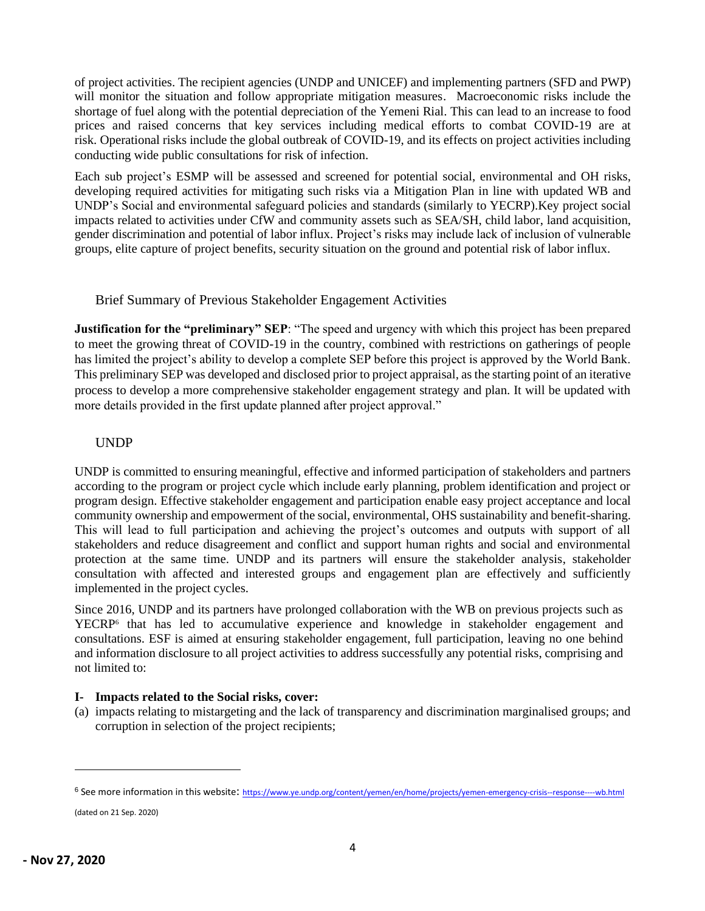of project activities. The recipient agencies (UNDP and UNICEF) and implementing partners (SFD and PWP) will monitor the situation and follow appropriate mitigation measures. Macroeconomic risks include the shortage of fuel along with the potential depreciation of the Yemeni Rial. This can lead to an increase to food prices and raised concerns that key services including medical efforts to combat COVID-19 are at risk. Operational risks include the global outbreak of COVID-19, and its effects on project activities including conducting wide public consultations for risk of infection.

Each sub project's ESMP will be assessed and screened for potential social, environmental and OH risks, developing required activities for mitigating such risks via a Mitigation Plan in line with updated WB and UNDP's Social and environmental safeguard policies and standards (similarly to YECRP).Key project social impacts related to activities under CfW and community assets such as SEA/SH, child labor, land acquisition, gender discrimination and potential of labor influx. Project's risks may include lack of inclusion of vulnerable groups, elite capture of project benefits, security situation on the ground and potential risk of labor influx.

## Brief Summary of Previous Stakeholder Engagement Activities

**Justification for the "preliminary" SEP**: "The speed and urgency with which this project has been prepared to meet the growing threat of COVID-19 in the country, combined with restrictions on gatherings of people has limited the project's ability to develop a complete SEP before this project is approved by the World Bank. This preliminary SEP was developed and disclosed prior to project appraisal, as the starting point of an iterative process to develop a more comprehensive stakeholder engagement strategy and plan. It will be updated with more details provided in the first update planned after project approval."

### UNDP

UNDP is committed to ensuring meaningful, effective and informed participation of stakeholders and partners according to the program or project cycle which include early planning, problem identification and project or program design. Effective stakeholder engagement and participation enable easy project acceptance and local community ownership and empowerment of the social, environmental, OHS sustainability and benefit-sharing. This will lead to full participation and achieving the project's outcomes and outputs with support of all stakeholders and reduce disagreement and conflict and support human rights and social and environmental protection at the same time. UNDP and its partners will ensure the stakeholder analysis, stakeholder consultation with affected and interested groups and engagement plan are effectively and sufficiently implemented in the project cycles.

Since 2016, UNDP and its partners have prolonged collaboration with the WB on previous projects such as YECRP[6] that has led to accumulative experience and knowledge in stakeholder engagement and consultations. ESF is aimed at ensuring stakeholder engagement, full participation, leaving no one behind and information disclosure to all project activities to address successfully any potential risks, comprising and not limited to:

**I- Impacts related to the Social risks, cover:**

(a) impacts relating to mistargeting and the lack of transparency and discrimination marginalised groups; and corruption in selection of the project recipients;

---

[6] See more information in this website: https://www.ye.undp.org/content/yemen/en/home/projects/yemen-emergency-crisis--response----wb.html (dated on 21 Sep. 2020)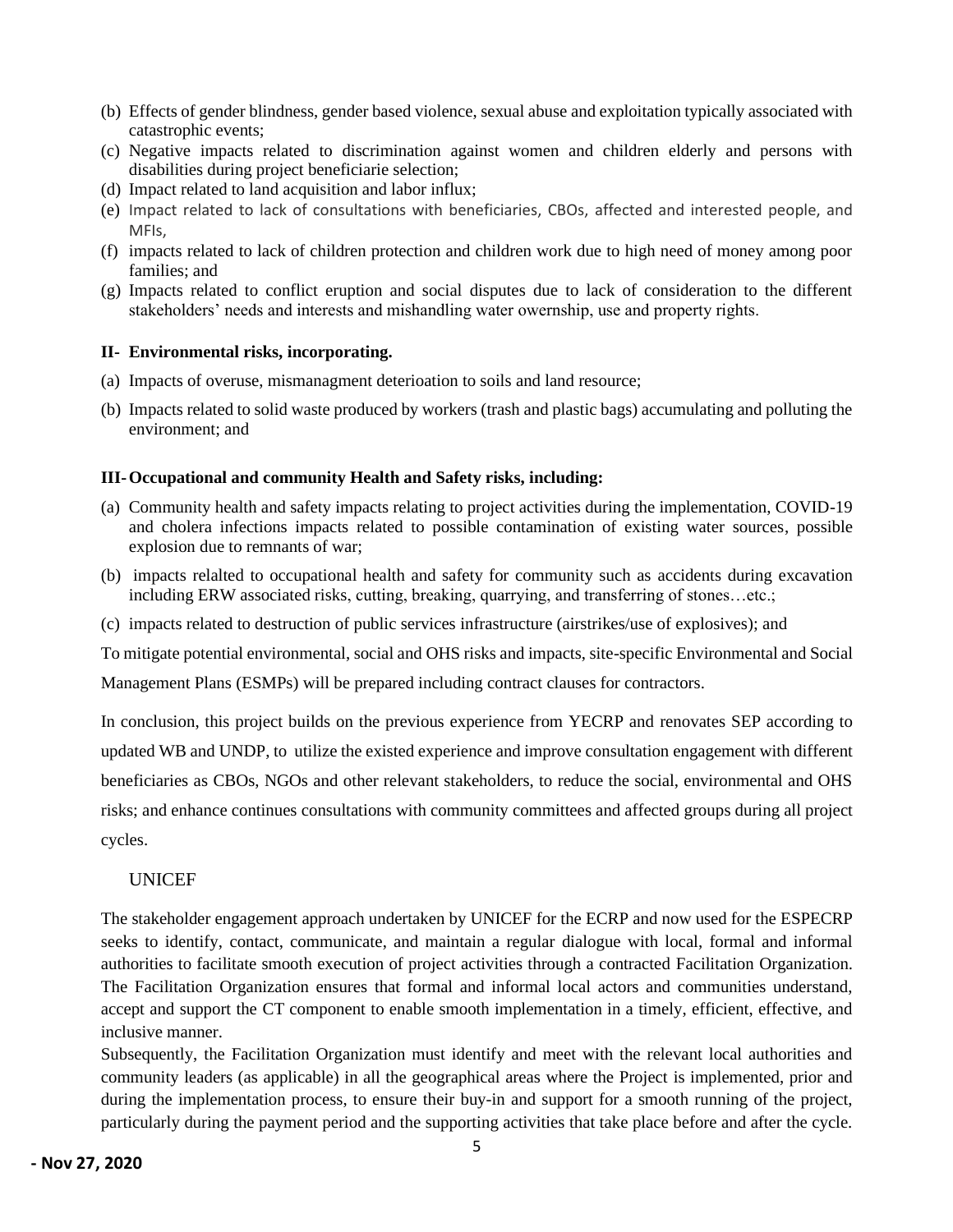(b) Effects of gender blindness, gender based violence, sexual abuse and exploitation typically associated with catastrophic events;

(c) Negative impacts related to discrimination against women and children elderly and persons with disabilities during project beneficiarie selection;

(d) Impact related to land acquisition and labor influx;

(e) Impact related to lack of consultations with beneficiaries, CBOs, affected and interested people, and MFIs,

(f) impacts related to lack of children protection and children work due to high need of money among poor families; and

(g) Impacts related to conflict eruption and social disputes due to lack of consideration to the different stakeholders' needs and interests and mishandling water owernship, use and property rights.

**II- Environmental risks, incorporating.**

(a) Impacts of overuse, mismanagment deterioation to soils and land resource;

(b) Impacts related to solid waste produced by workers (trash and plastic bags) accumulating and polluting the environment; and

**III- Occupational and community Health and Safety risks, including:**

(a) Community health and safety impacts relating to project activities during the implementation, COVID-19 and cholera infections impacts related to possible contamination of existing water sources, possible explosion due to remnants of war;

(b) impacts relalted to occupational health and safety for community such as accidents during excavation including ERW associated risks, cutting, breaking, quarrying, and transferring of stones…etc.;

(c) impacts related to destruction of public services infrastructure (airstrikes/use of explosives); and

To mitigate potential environmental, social and OHS risks and impacts, site-specific Environmental and Social Management Plans (ESMPs) will be prepared including contract clauses for contractors.

In conclusion, this project builds on the previous experience from YECRP and renovates SEP according to updated WB and UNDP, to utilize the existed experience and improve consultation engagement with different beneficiaries as CBOs, NGOs and other relevant stakeholders, to reduce the social, environmental and OHS risks; and enhance continues consultations with community committees and affected groups during all project cycles.

UNICEF

The stakeholder engagement approach undertaken by UNICEF for the ECRP and now used for the ESPECRP seeks to identify, contact, communicate, and maintain a regular dialogue with local, formal and informal authorities to facilitate smooth execution of project activities through a contracted Facilitation Organization. The Facilitation Organization ensures that formal and informal local actors and communities understand, accept and support the CT component to enable smooth implementation in a timely, efficient, effective, and inclusive manner.

Subsequently, the Facilitation Organization must identify and meet with the relevant local authorities and community leaders (as applicable) in all the geographical areas where the Project is implemented, prior and during the implementation process, to ensure their buy-in and support for a smooth running of the project, particularly during the payment period and the supporting activities that take place before and after the cycle.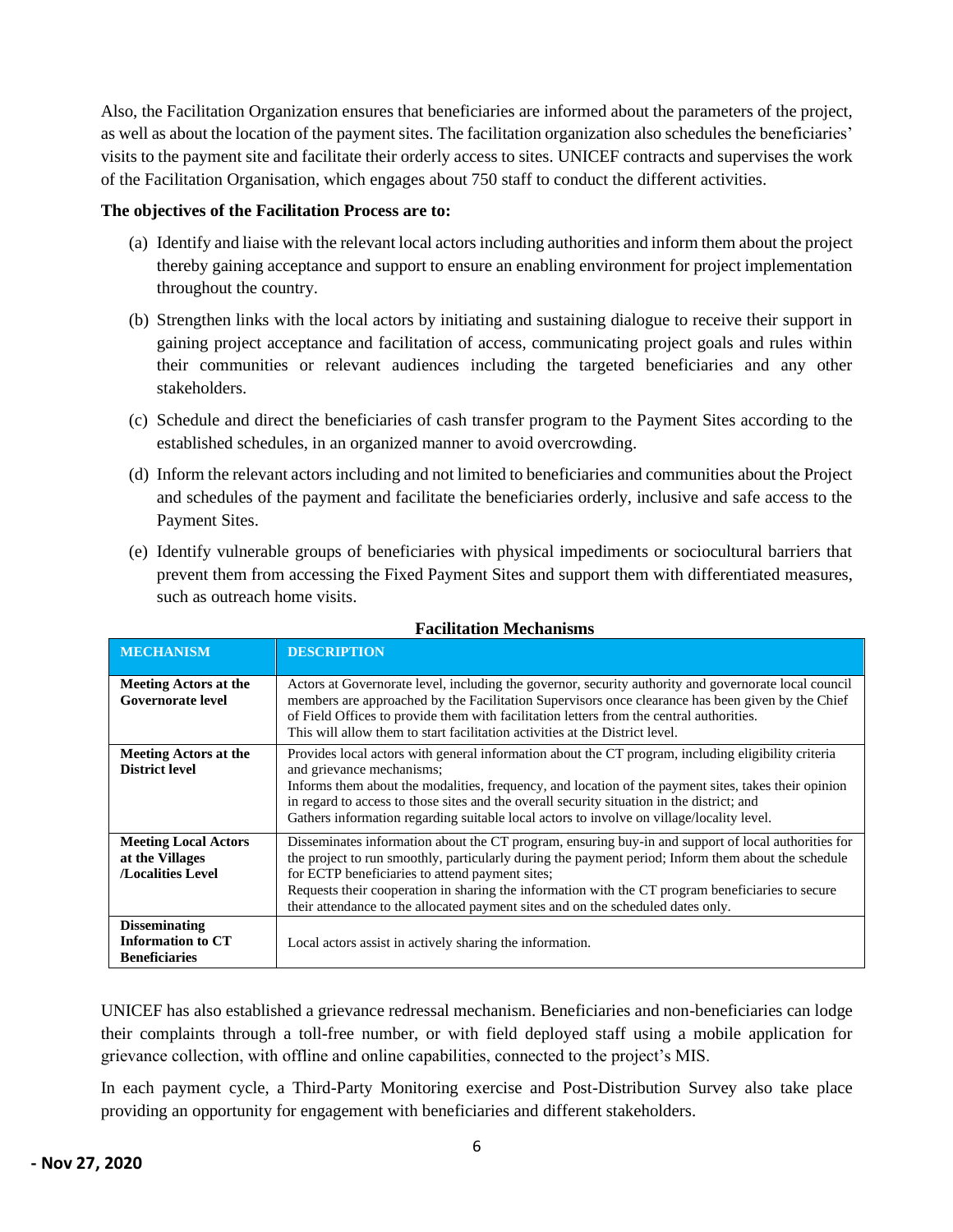Also, the Facilitation Organization ensures that beneficiaries are informed about the parameters of the project, as well as about the location of the payment sites. The facilitation organization also schedules the beneficiaries' visits to the payment site and facilitate their orderly access to sites. UNICEF contracts and supervises the work of the Facilitation Organisation, which engages about 750 staff to conduct the different activities.

**The objectives of the Facilitation Process are to:**

(a) Identify and liaise with the relevant local actors including authorities and inform them about the project thereby gaining acceptance and support to ensure an enabling environment for project implementation throughout the country.

(b) Strengthen links with the local actors by initiating and sustaining dialogue to receive their support in gaining project acceptance and facilitation of access, communicating project goals and rules within their communities or relevant audiences including the targeted beneficiaries and any other stakeholders.

(c) Schedule and direct the beneficiaries of cash transfer program to the Payment Sites according to the established schedules, in an organized manner to avoid overcrowding.

(d) Inform the relevant actors including and not limited to beneficiaries and communities about the Project and schedules of the payment and facilitate the beneficiaries orderly, inclusive and safe access to the Payment Sites.

(e) Identify vulnerable groups of beneficiaries with physical impediments or sociocultural barriers that prevent them from accessing the Fixed Payment Sites and support them with differentiated measures, such as outreach home visits.

**Facilitation Mechanisms**

| MECHANISM | DESCRIPTION |
|---|---|
| **Meeting Actors at the Governorate level** | Actors at Governorate level, including the governor, security authority and governorate local council members are approached by the Facilitation Supervisors once clearance has been given by the Chief of Field Offices to provide them with facilitation letters from the central authorities. This will allow them to start facilitation activities at the District level. |
| **Meeting Actors at the District level** | Provides local actors with general information about the CT program, including eligibility criteria and grievance mechanisms; Informs them about the modalities, frequency, and location of the payment sites, takes their opinion in regard to access to those sites and the overall security situation in the district; and Gathers information regarding suitable local actors to involve on village/locality level. |
| **Meeting Local Actors at the Villages /Localities Level** | Disseminates information about the CT program, ensuring buy-in and support of local authorities for the project to run smoothly, particularly during the payment period; Inform them about the schedule for ECTP beneficiaries to attend payment sites; Requests their cooperation in sharing the information with the CT program beneficiaries to secure their attendance to the allocated payment sites and on the scheduled dates only. |
| **Disseminating Information to CT Beneficiaries** | Local actors assist in actively sharing the information. |

UNICEF has also established a grievance redressal mechanism. Beneficiaries and non-beneficiaries can lodge their complaints through a toll-free number, or with field deployed staff using a mobile application for grievance collection, with offline and online capabilities, connected to the project's MIS.

In each payment cycle, a Third-Party Monitoring exercise and Post-Distribution Survey also take place providing an opportunity for engagement with beneficiaries and different stakeholders.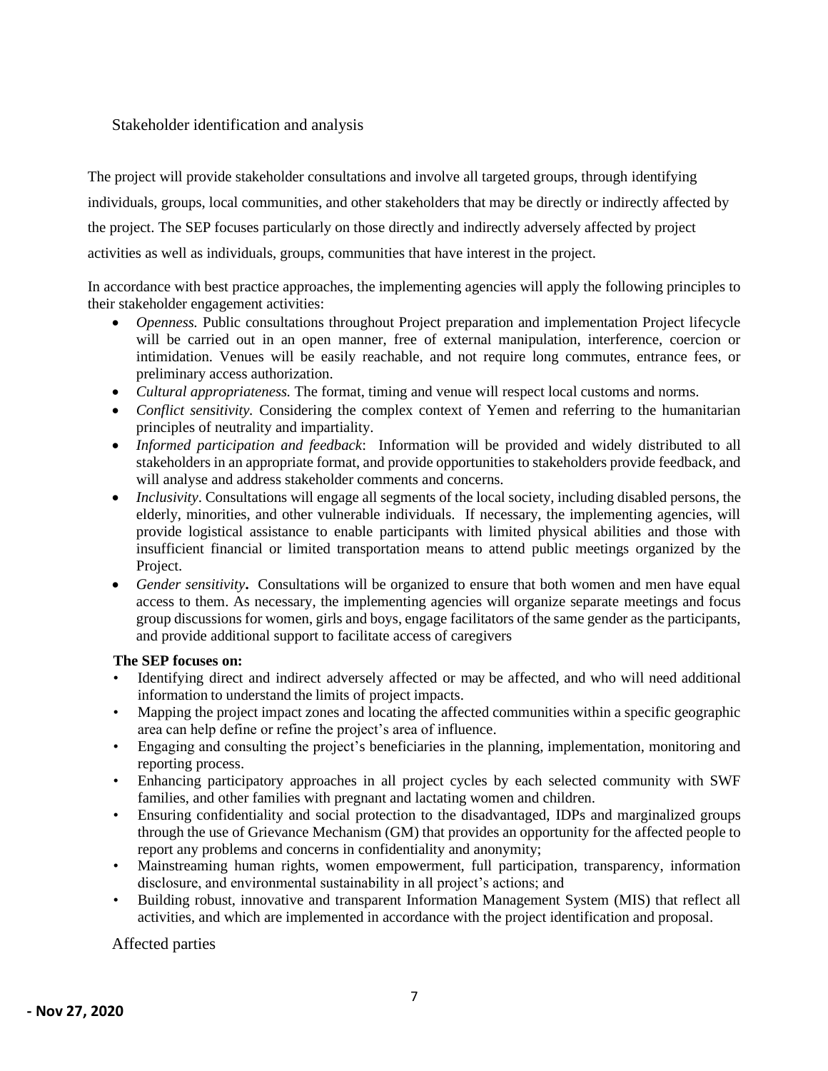## Stakeholder identification and analysis

The project will provide stakeholder consultations and involve all targeted groups, through identifying individuals, groups, local communities, and other stakeholders that may be directly or indirectly affected by the project. The SEP focuses particularly on those directly and indirectly adversely affected by project activities as well as individuals, groups, communities that have interest in the project.

In accordance with best practice approaches, the implementing agencies will apply the following principles to their stakeholder engagement activities:

- *Openness.* Public consultations throughout Project preparation and implementation Project lifecycle will be carried out in an open manner, free of external manipulation, interference, coercion or intimidation. Venues will be easily reachable, and not require long commutes, entrance fees, or preliminary access authorization.
- *Cultural appropriateness.* The format, timing and venue will respect local customs and norms.
- *Conflict sensitivity.* Considering the complex context of Yemen and referring to the humanitarian principles of neutrality and impartiality.
- *Informed participation and feedback*: Information will be provided and widely distributed to all stakeholders in an appropriate format, and provide opportunities to stakeholders provide feedback, and will analyse and address stakeholder comments and concerns.
- *Inclusivity*. Consultations will engage all segments of the local society, including disabled persons, the elderly, minorities, and other vulnerable individuals. If necessary, the implementing agencies, will provide logistical assistance to enable participants with limited physical abilities and those with insufficient financial or limited transportation means to attend public meetings organized by the Project.
- *Gender sensitivity***.** Consultations will be organized to ensure that both women and men have equal access to them. As necessary, the implementing agencies will organize separate meetings and focus group discussions for women, girls and boys, engage facilitators of the same gender as the participants, and provide additional support to facilitate access of caregivers

**The SEP focuses on:**

- Identifying direct and indirect adversely affected or may be affected, and who will need additional information to understand the limits of project impacts.
- Mapping the project impact zones and locating the affected communities within a specific geographic area can help define or refine the project's area of influence.
- Engaging and consulting the project's beneficiaries in the planning, implementation, monitoring and reporting process.
- Enhancing participatory approaches in all project cycles by each selected community with SWF families, and other families with pregnant and lactating women and children.
- Ensuring confidentiality and social protection to the disadvantaged, IDPs and marginalized groups through the use of Grievance Mechanism (GM) that provides an opportunity for the affected people to report any problems and concerns in confidentiality and anonymity;
- Mainstreaming human rights, women empowerment, full participation, transparency, information disclosure, and environmental sustainability in all project's actions; and
- Building robust, innovative and transparent Information Management System (MIS) that reflect all activities, and which are implemented in accordance with the project identification and proposal.

### Affected parties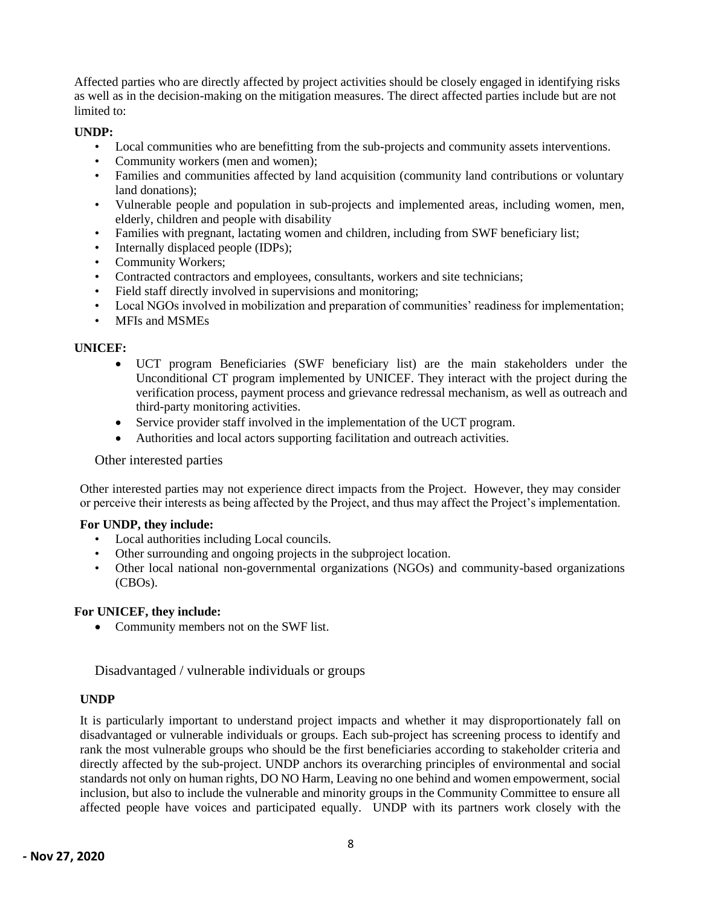Affected parties who are directly affected by project activities should be closely engaged in identifying risks as well as in the decision-making on the mitigation measures. The direct affected parties include but are not limited to:

**UNDP:**

- Local communities who are benefitting from the sub-projects and community assets interventions.
- Community workers (men and women);
- Families and communities affected by land acquisition (community land contributions or voluntary land donations);
- Vulnerable people and population in sub-projects and implemented areas, including women, men, elderly, children and people with disability
- Families with pregnant, lactating women and children, including from SWF beneficiary list;
- Internally displaced people (IDPs);
- Community Workers;
- Contracted contractors and employees, consultants, workers and site technicians;
- Field staff directly involved in supervisions and monitoring;
- Local NGOs involved in mobilization and preparation of communities' readiness for implementation;
- MFIs and MSMEs

**UNICEF:**

- UCT program Beneficiaries (SWF beneficiary list) are the main stakeholders under the Unconditional CT program implemented by UNICEF. They interact with the project during the verification process, payment process and grievance redressal mechanism, as well as outreach and third-party monitoring activities.
- Service provider staff involved in the implementation of the UCT program.
- Authorities and local actors supporting facilitation and outreach activities.

### Other interested parties

Other interested parties may not experience direct impacts from the Project. However, they may consider or perceive their interests as being affected by the Project, and thus may affect the Project's implementation.

**For UNDP, they include:**

- Local authorities including Local councils.
- Other surrounding and ongoing projects in the subproject location.
- Other local national non-governmental organizations (NGOs) and community-based organizations (CBOs).

**For UNICEF, they include:**

- Community members not on the SWF list.

### Disadvantaged / vulnerable individuals or groups

**UNDP**

It is particularly important to understand project impacts and whether it may disproportionately fall on disadvantaged or vulnerable individuals or groups. Each sub-project has screening process to identify and rank the most vulnerable groups who should be the first beneficiaries according to stakeholder criteria and directly affected by the sub-project. UNDP anchors its overarching principles of environmental and social standards not only on human rights, DO NO Harm, Leaving no one behind and women empowerment, social inclusion, but also to include the vulnerable and minority groups in the Community Committee to ensure all affected people have voices and participated equally. UNDP with its partners work closely with the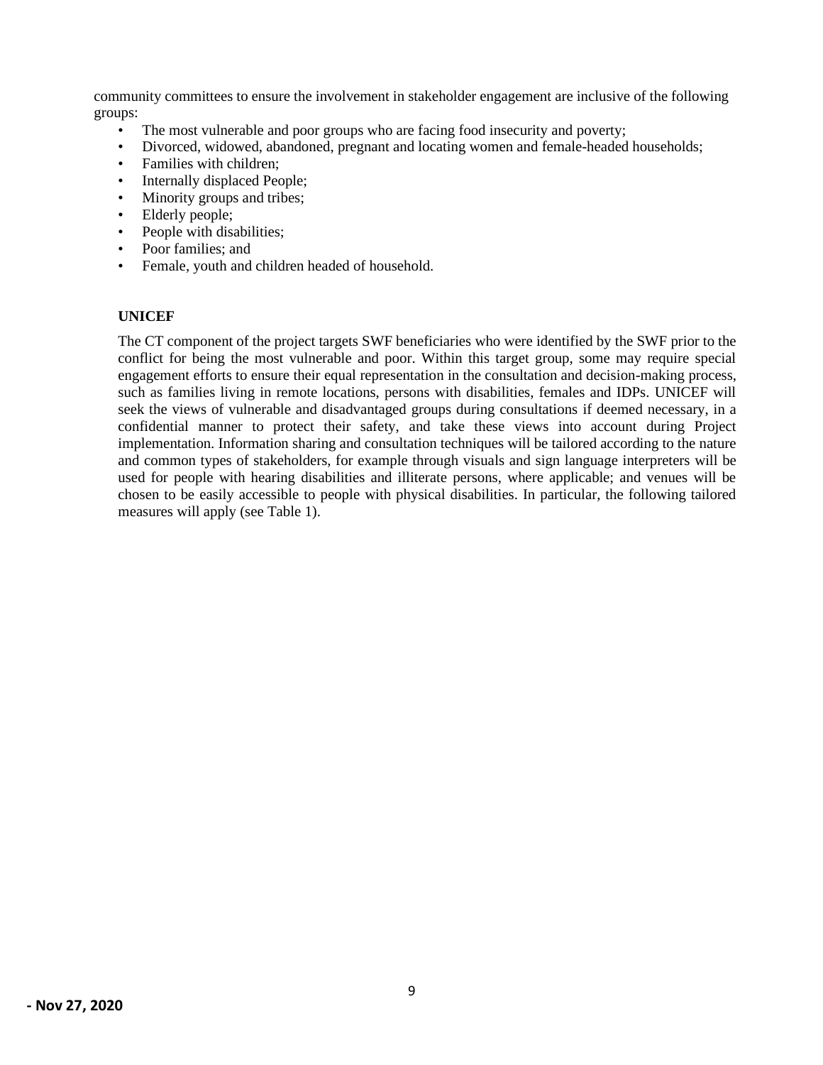community committees to ensure the involvement in stakeholder engagement are inclusive of the following groups:

- The most vulnerable and poor groups who are facing food insecurity and poverty;
- Divorced, widowed, abandoned, pregnant and locating women and female-headed households;
- Families with children;
- Internally displaced People;
- Minority groups and tribes;
- Elderly people;
- People with disabilities;
- Poor families; and
- Female, youth and children headed of household.

**UNICEF**

The CT component of the project targets SWF beneficiaries who were identified by the SWF prior to the conflict for being the most vulnerable and poor. Within this target group, some may require special engagement efforts to ensure their equal representation in the consultation and decision-making process, such as families living in remote locations, persons with disabilities, females and IDPs. UNICEF will seek the views of vulnerable and disadvantaged groups during consultations if deemed necessary, in a confidential manner to protect their safety, and take these views into account during Project implementation. Information sharing and consultation techniques will be tailored according to the nature and common types of stakeholders, for example through visuals and sign language interpreters will be used for people with hearing disabilities and illiterate persons, where applicable; and venues will be chosen to be easily accessible to people with physical disabilities. In particular, the following tailored measures will apply (see Table 1).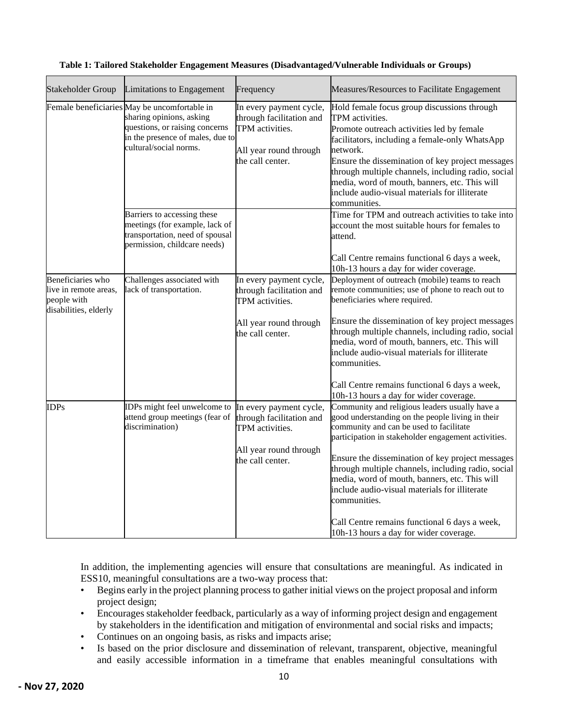**Table 1: Tailored Stakeholder Engagement Measures (Disadvantaged/Vulnerable Individuals or Groups)**

| Stakeholder Group | Limitations to Engagement | Frequency | Measures/Resources to Facilitate Engagement |
|---|---|---|---|
| Female beneficiaries | May be uncomfortable in sharing opinions, asking questions, or raising concerns in the presence of males, due to cultural/social norms. | In every payment cycle, through facilitation and TPM activities.<br><br>All year round through the call center. | Hold female focus group discussions through TPM activities.<br>Promote outreach activities led by female facilitators, including a female-only WhatsApp network.<br>Ensure the dissemination of key project messages through multiple channels, including radio, social media, word of mouth, banners, etc. This will include audio-visual materials for illiterate communities. |
| | Barriers to accessing these meetings (for example, lack of transportation, need of spousal permission, childcare needs) | | Time for TPM and outreach activities to take into account the most suitable hours for females to attend.<br><br>Call Centre remains functional 6 days a week, 10h-13 hours a day for wider coverage. |
| Beneficiaries who live in remote areas, people with disabilities, elderly | Challenges associated with lack of transportation. | In every payment cycle, through facilitation and TPM activities.<br><br>All year round through the call center. | Deployment of outreach (mobile) teams to reach remote communities; use of phone to reach out to beneficiaries where required.<br><br>Ensure the dissemination of key project messages through multiple channels, including radio, social media, word of mouth, banners, etc. This will include audio-visual materials for illiterate communities.<br><br>Call Centre remains functional 6 days a week, 10h-13 hours a day for wider coverage. |
| IDPs | IDPs might feel unwelcome to attend group meetings (fear of discrimination) | In every payment cycle, through facilitation and TPM activities.<br><br>All year round through the call center. | Community and religious leaders usually have a good understanding on the people living in their community and can be used to facilitate participation in stakeholder engagement activities.<br><br>Ensure the dissemination of key project messages through multiple channels, including radio, social media, word of mouth, banners, etc. This will include audio-visual materials for illiterate communities.<br><br>Call Centre remains functional 6 days a week, 10h-13 hours a day for wider coverage. |

In addition, the implementing agencies will ensure that consultations are meaningful. As indicated in ESS10, meaningful consultations are a two-way process that:

- Begins early in the project planning process to gather initial views on the project proposal and inform project design;
- Encourages stakeholder feedback, particularly as a way of informing project design and engagement by stakeholders in the identification and mitigation of environmental and social risks and impacts;
- Continues on an ongoing basis, as risks and impacts arise;
- Is based on the prior disclosure and dissemination of relevant, transparent, objective, meaningful and easily accessible information in a timeframe that enables meaningful consultations with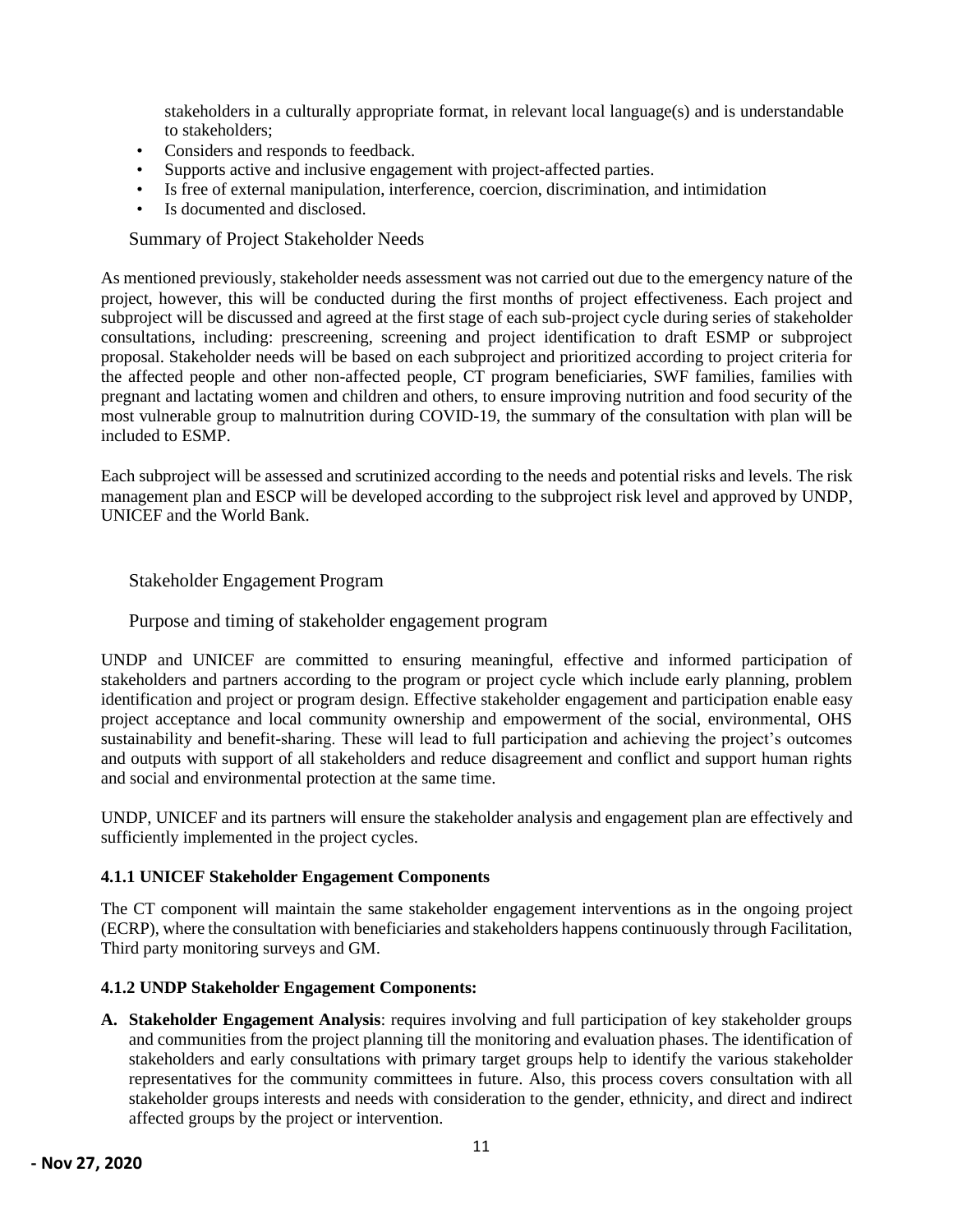stakeholders in a culturally appropriate format, in relevant local language(s) and is understandable to stakeholders;

- Considers and responds to feedback.
- Supports active and inclusive engagement with project-affected parties.
- Is free of external manipulation, interference, coercion, discrimination, and intimidation
- Is documented and disclosed.

### Summary of Project Stakeholder Needs

As mentioned previously, stakeholder needs assessment was not carried out due to the emergency nature of the project, however, this will be conducted during the first months of project effectiveness. Each project and subproject will be discussed and agreed at the first stage of each sub-project cycle during series of stakeholder consultations, including: prescreening, screening and project identification to draft ESMP or subproject proposal. Stakeholder needs will be based on each subproject and prioritized according to project criteria for the affected people and other non-affected people, CT program beneficiaries, SWF families, families with pregnant and lactating women and children and others, to ensure improving nutrition and food security of the most vulnerable group to malnutrition during COVID-19, the summary of the consultation with plan will be included to ESMP.

Each subproject will be assessed and scrutinized according to the needs and potential risks and levels. The risk management plan and ESCP will be developed according to the subproject risk level and approved by UNDP, UNICEF and the World Bank.

## Stakeholder Engagement Program

### Purpose and timing of stakeholder engagement program

UNDP and UNICEF are committed to ensuring meaningful, effective and informed participation of stakeholders and partners according to the program or project cycle which include early planning, problem identification and project or program design. Effective stakeholder engagement and participation enable easy project acceptance and local community ownership and empowerment of the social, environmental, OHS sustainability and benefit-sharing. These will lead to full participation and achieving the project's outcomes and outputs with support of all stakeholders and reduce disagreement and conflict and support human rights and social and environmental protection at the same time.

UNDP, UNICEF and its partners will ensure the stakeholder analysis and engagement plan are effectively and sufficiently implemented in the project cycles.

#### 4.1.1 UNICEF Stakeholder Engagement Components

The CT component will maintain the same stakeholder engagement interventions as in the ongoing project (ECRP), where the consultation with beneficiaries and stakeholders happens continuously through Facilitation, Third party monitoring surveys and GM.

#### 4.1.2 UNDP Stakeholder Engagement Components:

**A. Stakeholder Engagement Analysis**: requires involving and full participation of key stakeholder groups and communities from the project planning till the monitoring and evaluation phases. The identification of stakeholders and early consultations with primary target groups help to identify the various stakeholder representatives for the community committees in future. Also, this process covers consultation with all stakeholder groups interests and needs with consideration to the gender, ethnicity, and direct and indirect affected groups by the project or intervention.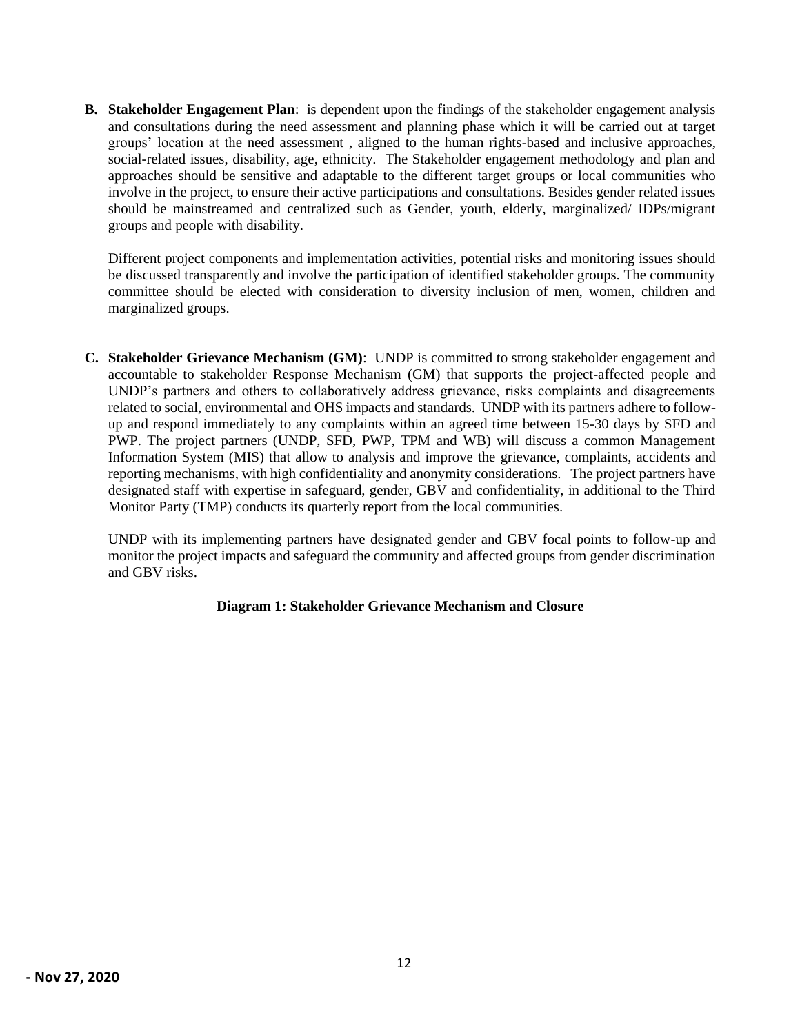**B. Stakeholder Engagement Plan**: is dependent upon the findings of the stakeholder engagement analysis and consultations during the need assessment and planning phase which it will be carried out at target groups' location at the need assessment , aligned to the human rights-based and inclusive approaches, social-related issues, disability, age, ethnicity. The Stakeholder engagement methodology and plan and approaches should be sensitive and adaptable to the different target groups or local communities who involve in the project, to ensure their active participations and consultations. Besides gender related issues should be mainstreamed and centralized such as Gender, youth, elderly, marginalized/ IDPs/migrant groups and people with disability.

Different project components and implementation activities, potential risks and monitoring issues should be discussed transparently and involve the participation of identified stakeholder groups. The community committee should be elected with consideration to diversity inclusion of men, women, children and marginalized groups.

**C. Stakeholder Grievance Mechanism (GM)**: UNDP is committed to strong stakeholder engagement and accountable to stakeholder Response Mechanism (GM) that supports the project-affected people and UNDP's partners and others to collaboratively address grievance, risks complaints and disagreements related to social, environmental and OHS impacts and standards. UNDP with its partners adhere to follow-up and respond immediately to any complaints within an agreed time between 15-30 days by SFD and PWP. The project partners (UNDP, SFD, PWP, TPM and WB) will discuss a common Management Information System (MIS) that allow to analysis and improve the grievance, complaints, accidents and reporting mechanisms, with high confidentiality and anonymity considerations. The project partners have designated staff with expertise in safeguard, gender, GBV and confidentiality, in additional to the Third Monitor Party (TMP) conducts its quarterly report from the local communities.

UNDP with its implementing partners have designated gender and GBV focal points to follow-up and monitor the project impacts and safeguard the community and affected groups from gender discrimination and GBV risks.

**Diagram 1: Stakeholder Grievance Mechanism and Closure**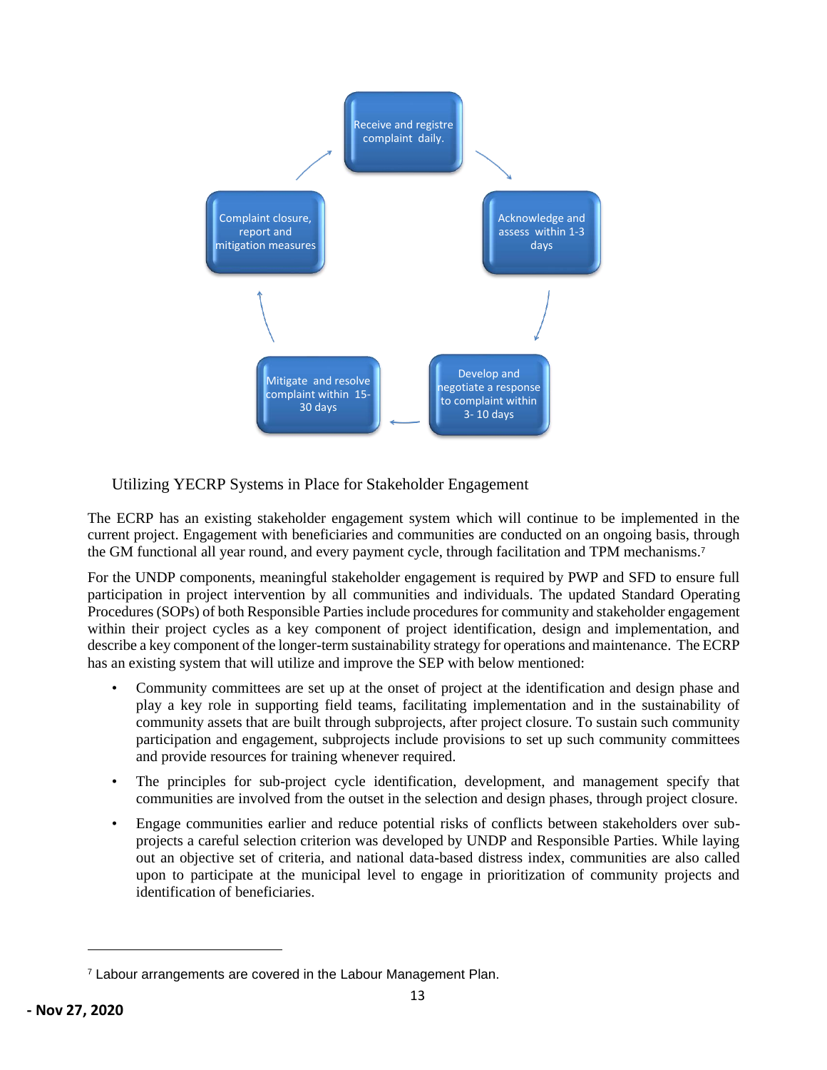Receive and registre complaint daily.

Acknowledge and assess within 1-3 days

Develop and negotiate a response to complaint within 3- 10 days

Mitigate and resolve complaint within 15-30 days

Complaint closure, report and mitigation measures

### Utilizing YECRP Systems in Place for Stakeholder Engagement

The ECRP has an existing stakeholder engagement system which will continue to be implemented in the current project. Engagement with beneficiaries and communities are conducted on an ongoing basis, through the GM functional all year round, and every payment cycle, through facilitation and TPM mechanisms.[7]

For the UNDP components, meaningful stakeholder engagement is required by PWP and SFD to ensure full participation in project intervention by all communities and individuals. The updated Standard Operating Procedures (SOPs) of both Responsible Parties include procedures for community and stakeholder engagement within their project cycles as a key component of project identification, design and implementation, and describe a key component of the longer-term sustainability strategy for operations and maintenance. The ECRP has an existing system that will utilize and improve the SEP with below mentioned:

- Community committees are set up at the onset of project at the identification and design phase and play a key role in supporting field teams, facilitating implementation and in the sustainability of community assets that are built through subprojects, after project closure. To sustain such community participation and engagement, subprojects include provisions to set up such community committees and provide resources for training whenever required.
- The principles for sub-project cycle identification, development, and management specify that communities are involved from the outset in the selection and design phases, through project closure.
- Engage communities earlier and reduce potential risks of conflicts between stakeholders over sub-projects a careful selection criterion was developed by UNDP and Responsible Parties. While laying out an objective set of criteria, and national data-based distress index, communities are also called upon to participate at the municipal level to engage in prioritization of community projects and identification of beneficiaries.

[7] Labour arrangements are covered in the Labour Management Plan.

**- Nov 27, 2020**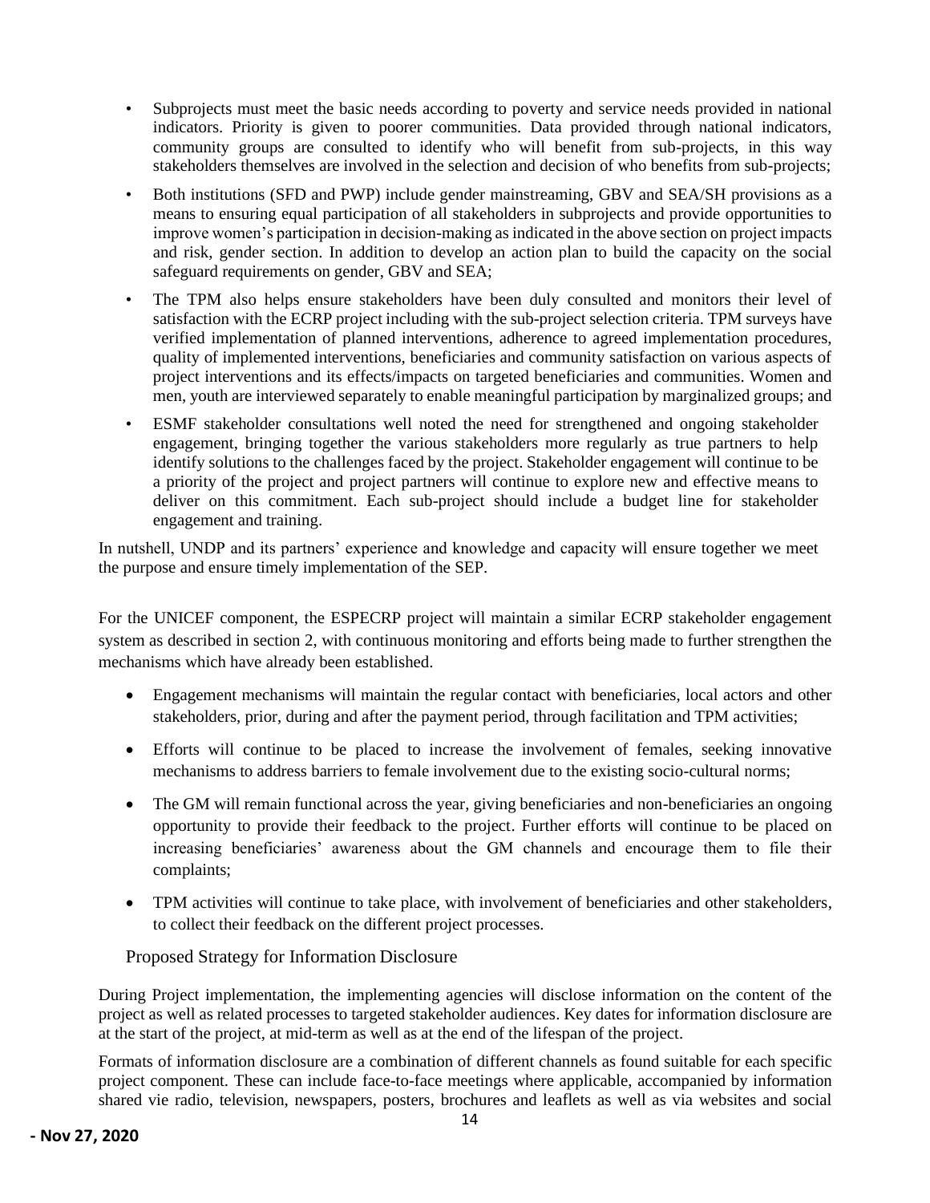- Subprojects must meet the basic needs according to poverty and service needs provided in national indicators. Priority is given to poorer communities. Data provided through national indicators, community groups are consulted to identify who will benefit from sub-projects, in this way stakeholders themselves are involved in the selection and decision of who benefits from sub-projects;
- Both institutions (SFD and PWP) include gender mainstreaming, GBV and SEA/SH provisions as a means to ensuring equal participation of all stakeholders in subprojects and provide opportunities to improve women's participation in decision-making as indicated in the above section on project impacts and risk, gender section. In addition to develop an action plan to build the capacity on the social safeguard requirements on gender, GBV and SEA;
- The TPM also helps ensure stakeholders have been duly consulted and monitors their level of satisfaction with the ECRP project including with the sub-project selection criteria. TPM surveys have verified implementation of planned interventions, adherence to agreed implementation procedures, quality of implemented interventions, beneficiaries and community satisfaction on various aspects of project interventions and its effects/impacts on targeted beneficiaries and communities. Women and men, youth are interviewed separately to enable meaningful participation by marginalized groups; and
- ESMF stakeholder consultations well noted the need for strengthened and ongoing stakeholder engagement, bringing together the various stakeholders more regularly as true partners to help identify solutions to the challenges faced by the project. Stakeholder engagement will continue to be a priority of the project and project partners will continue to explore new and effective means to deliver on this commitment. Each sub-project should include a budget line for stakeholder engagement and training.

In nutshell, UNDP and its partners' experience and knowledge and capacity will ensure together we meet the purpose and ensure timely implementation of the SEP.

For the UNICEF component, the ESPECRP project will maintain a similar ECRP stakeholder engagement system as described in section 2, with continuous monitoring and efforts being made to further strengthen the mechanisms which have already been established.

- Engagement mechanisms will maintain the regular contact with beneficiaries, local actors and other stakeholders, prior, during and after the payment period, through facilitation and TPM activities;
- Efforts will continue to be placed to increase the involvement of females, seeking innovative mechanisms to address barriers to female involvement due to the existing socio-cultural norms;
- The GM will remain functional across the year, giving beneficiaries and non-beneficiaries an ongoing opportunity to provide their feedback to the project. Further efforts will continue to be placed on increasing beneficiaries' awareness about the GM channels and encourage them to file their complaints;
- TPM activities will continue to take place, with involvement of beneficiaries and other stakeholders, to collect their feedback on the different project processes.

### Proposed Strategy for Information Disclosure

During Project implementation, the implementing agencies will disclose information on the content of the project as well as related processes to targeted stakeholder audiences. Key dates for information disclosure are at the start of the project, at mid-term as well as at the end of the lifespan of the project.

Formats of information disclosure are a combination of different channels as found suitable for each specific project component. These can include face-to-face meetings where applicable, accompanied by information shared vie radio, television, newspapers, posters, brochures and leaflets as well as via websites and social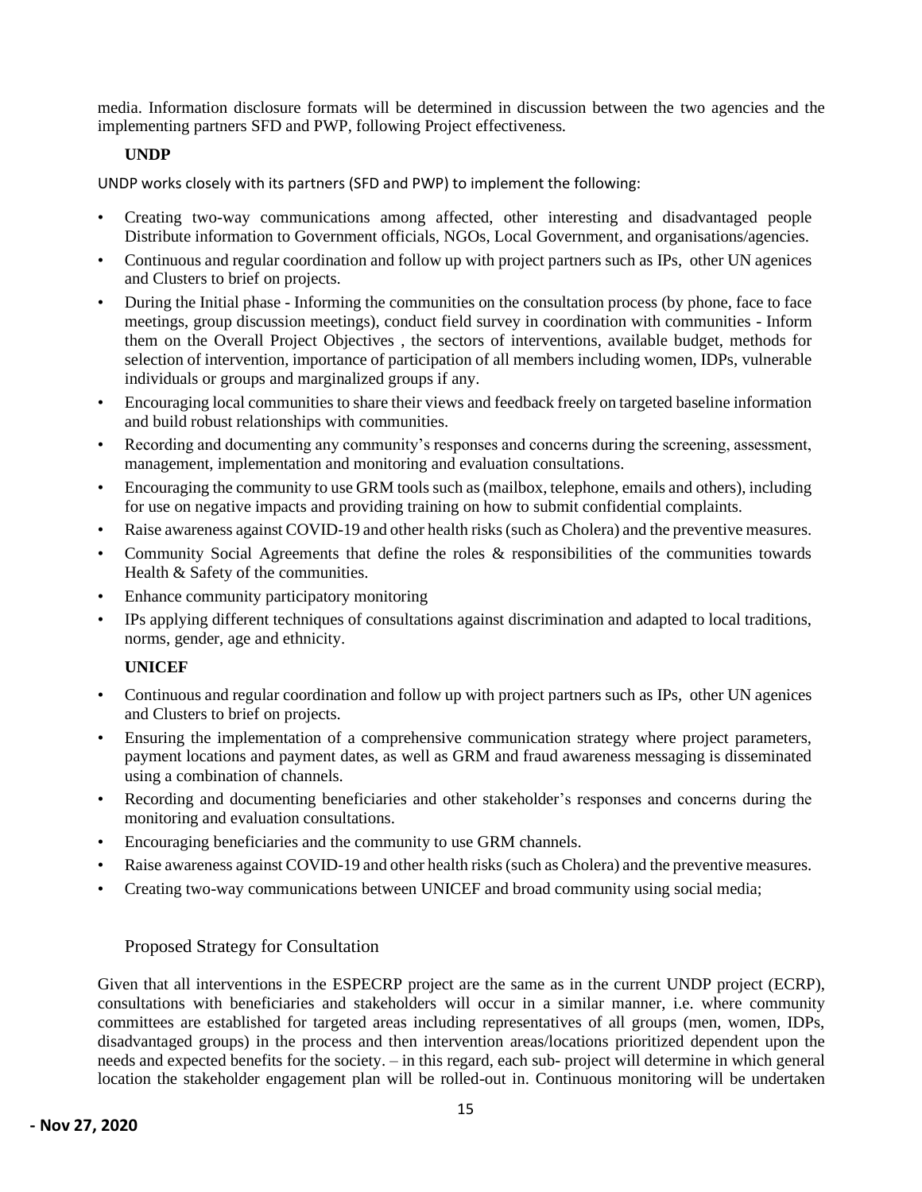media. Information disclosure formats will be determined in discussion between the two agencies and the implementing partners SFD and PWP, following Project effectiveness.

**UNDP**

UNDP works closely with its partners (SFD and PWP) to implement the following:

- Creating two-way communications among affected, other interesting and disadvantaged people Distribute information to Government officials, NGOs, Local Government, and organisations/agencies.
- Continuous and regular coordination and follow up with project partners such as IPs, other UN agenices and Clusters to brief on projects.
- During the Initial phase - Informing the communities on the consultation process (by phone, face to face meetings, group discussion meetings), conduct field survey in coordination with communities - Inform them on the Overall Project Objectives , the sectors of interventions, available budget, methods for selection of intervention, importance of participation of all members including women, IDPs, vulnerable individuals or groups and marginalized groups if any.
- Encouraging local communities to share their views and feedback freely on targeted baseline information and build robust relationships with communities.
- Recording and documenting any community's responses and concerns during the screening, assessment, management, implementation and monitoring and evaluation consultations.
- Encouraging the community to use GRM tools such as (mailbox, telephone, emails and others), including for use on negative impacts and providing training on how to submit confidential complaints.
- Raise awareness against COVID-19 and other health risks (such as Cholera) and the preventive measures.
- Community Social Agreements that define the roles & responsibilities of the communities towards Health & Safety of the communities.
- Enhance community participatory monitoring
- IPs applying different techniques of consultations against discrimination and adapted to local traditions, norms, gender, age and ethnicity.

**UNICEF**

- Continuous and regular coordination and follow up with project partners such as IPs, other UN agenices and Clusters to brief on projects.
- Ensuring the implementation of a comprehensive communication strategy where project parameters, payment locations and payment dates, as well as GRM and fraud awareness messaging is disseminated using a combination of channels.
- Recording and documenting beneficiaries and other stakeholder's responses and concerns during the monitoring and evaluation consultations.
- Encouraging beneficiaries and the community to use GRM channels.
- Raise awareness against COVID-19 and other health risks (such as Cholera) and the preventive measures.
- Creating two-way communications between UNICEF and broad community using social media;

## Proposed Strategy for Consultation

Given that all interventions in the ESPECRP project are the same as in the current UNDP project (ECRP), consultations with beneficiaries and stakeholders will occur in a similar manner, i.e. where community committees are established for targeted areas including representatives of all groups (men, women, IDPs, disadvantaged groups) in the process and then intervention areas/locations prioritized dependent upon the needs and expected benefits for the society. – in this regard, each sub- project will determine in which general location the stakeholder engagement plan will be rolled-out in. Continuous monitoring will be undertaken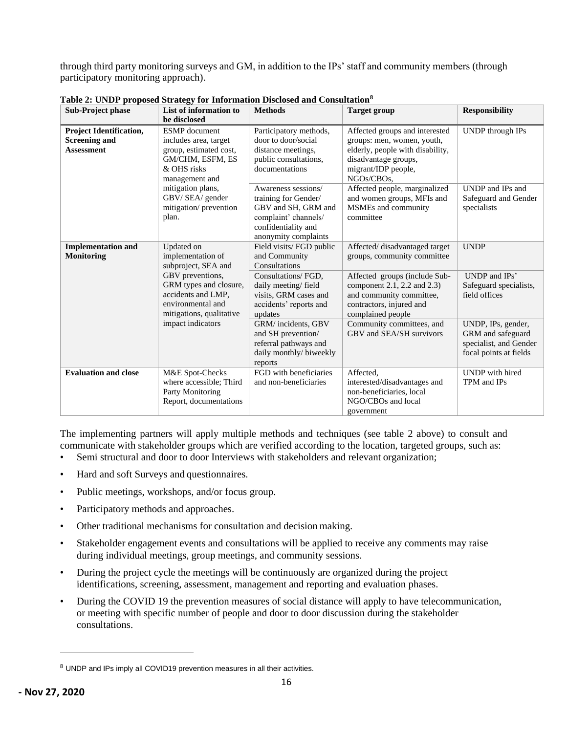through third party monitoring surveys and GM, in addition to the IPs' staff and community members (through participatory monitoring approach).

**Table 2: UNDP proposed Strategy for Information Disclosed and Consultation[8]**

| Sub-Project phase | List of information to be disclosed | Methods | Target group | Responsibility |
|---|---|---|---|---|
| **Project Identification, Screening and Assessment** | ESMP document includes area, target group, estimated cost, GM/CHM, ESFM, ES & OHS risks management and mitigation plans, GBV/ SEA/ gender mitigation/ prevention plan. | Participatory methods, door to door/social distance meetings, public consultations, documentations | Affected groups and interested groups: men, women, youth, elderly, people with disability, disadvantage groups, migrant/IDP people, NGOs/CBOs, | UNDP through IPs |
| | | Awareness sessions/ training for Gender/ GBV and SH, GRM and complaint' channels/ confidentiality and anonymity complaints | Affected people, marginalized and women groups, MFIs and MSMEs and community committee | UNDP and IPs and Safeguard and Gender specialists |
| **Implementation and Monitoring** | Updated on implementation of subproject, SEA and GBV preventions, GRM types and closure, accidents and LMP, environmental and mitigations, qualitative impact indicators | Field visits/ FGD public and Community Consultations | Affected/ disadvantaged target groups, community committee | UNDP |
| | | Consultations/ FGD, daily meeting/ field visits, GRM cases and accidents' reports and updates | Affected groups (include Sub-component 2.1, 2.2 and 2.3) and community committee, contractors, injured and complained people | UNDP and IPs' Safeguard specialists, field offices |
| | | GRM/ incidents, GBV and SH prevention/ referral pathways and daily monthly/ biweekly reports | Community committees, and GBV and SEA/SH survivors | UNDP, IPs, gender, GRM and safeguard specialist, and Gender focal points at fields |
| **Evaluation and close** | M&E Spot-Checks where accessible; Third Party Monitoring Report, documentations | FGD with beneficiaries and non-beneficiaries | Affected, interested/disadvantages and non-beneficiaries, local NGO/CBOs and local government | UNDP with hired TPM and IPs |

The implementing partners will apply multiple methods and techniques (see table 2 above) to consult and communicate with stakeholder groups which are verified according to the location, targeted groups, such as:

- Semi structural and door to door Interviews with stakeholders and relevant organization;
- Hard and soft Surveys and questionnaires.
- Public meetings, workshops, and/or focus group.
- Participatory methods and approaches.
- Other traditional mechanisms for consultation and decision making.
- Stakeholder engagement events and consultations will be applied to receive any comments may raise during individual meetings, group meetings, and community sessions.
- During the project cycle the meetings will be continuously are organized during the project identifications, screening, assessment, management and reporting and evaluation phases.
- During the COVID 19 the prevention measures of social distance will apply to have telecommunication, or meeting with specific number of people and door to door discussion during the stakeholder consultations.

[8] UNDP and IPs imply all COVID19 prevention measures in all their activities.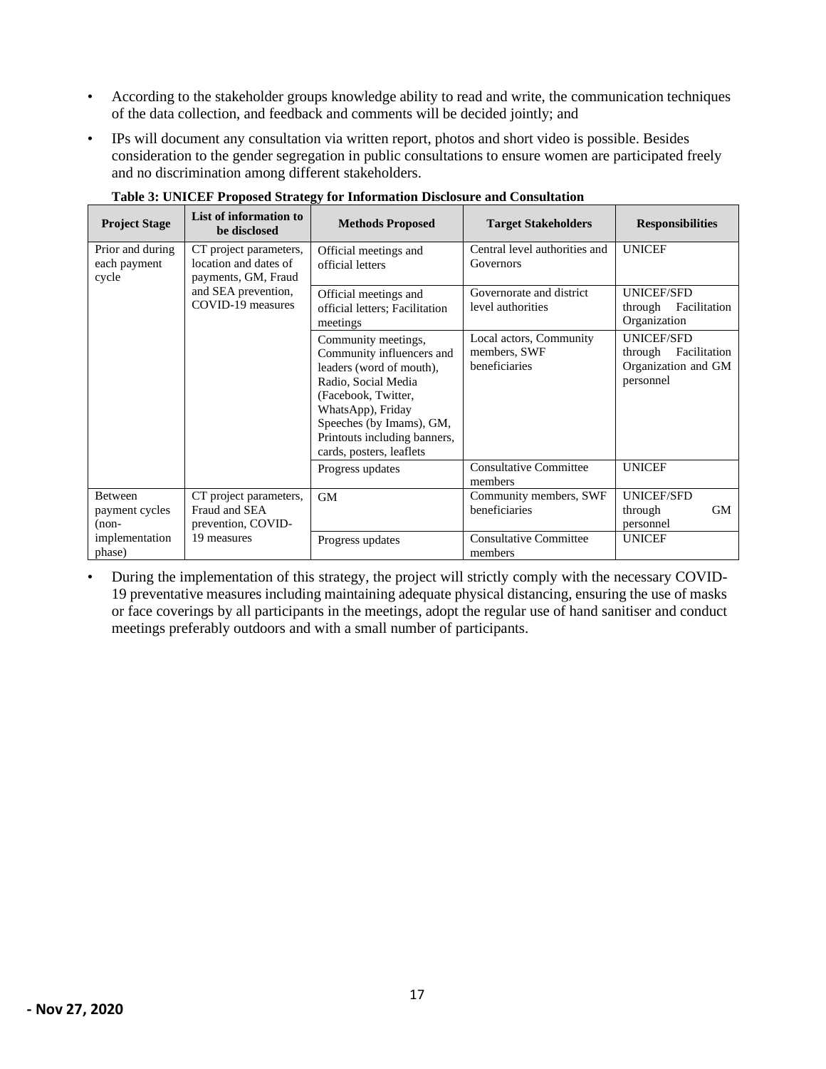- According to the stakeholder groups knowledge ability to read and write, the communication techniques of the data collection, and feedback and comments will be decided jointly; and
- IPs will document any consultation via written report, photos and short video is possible. Besides consideration to the gender segregation in public consultations to ensure women are participated freely and no discrimination among different stakeholders.

**Table 3: UNICEF Proposed Strategy for Information Disclosure and Consultation**

| Project Stage | List of information to be disclosed | Methods Proposed | Target Stakeholders | Responsibilities |
|---|---|---|---|---|
| Prior and during each payment cycle | CT project parameters, location and dates of payments, GM, Fraud and SEA prevention, COVID-19 measures | Official meetings and official letters | Central level authorities and Governors | UNICEF |
| | | Official meetings and official letters; Facilitation meetings | Governorate and district level authorities | UNICEF/SFD through Facilitation Organization |
| | | Community meetings, Community influencers and leaders (word of mouth), Radio, Social Media (Facebook, Twitter, WhatsApp), Friday Speeches (by Imams), GM, Printouts including banners, cards, posters, leaflets | Local actors, Community members, SWF beneficiaries | UNICEF/SFD through Facilitation Organization and GM personnel |
| | | Progress updates | Consultative Committee members | UNICEF |
| Between payment cycles (non-implementation phase) | CT project parameters, Fraud and SEA prevention, COVID-19 measures | GM | Community members, SWF beneficiaries | UNICEF/SFD through GM personnel |
| | | Progress updates | Consultative Committee members | UNICEF |

- During the implementation of this strategy, the project will strictly comply with the necessary COVID-19 preventative measures including maintaining adequate physical distancing, ensuring the use of masks or face coverings by all participants in the meetings, adopt the regular use of hand sanitiser and conduct meetings preferably outdoors and with a small number of participants.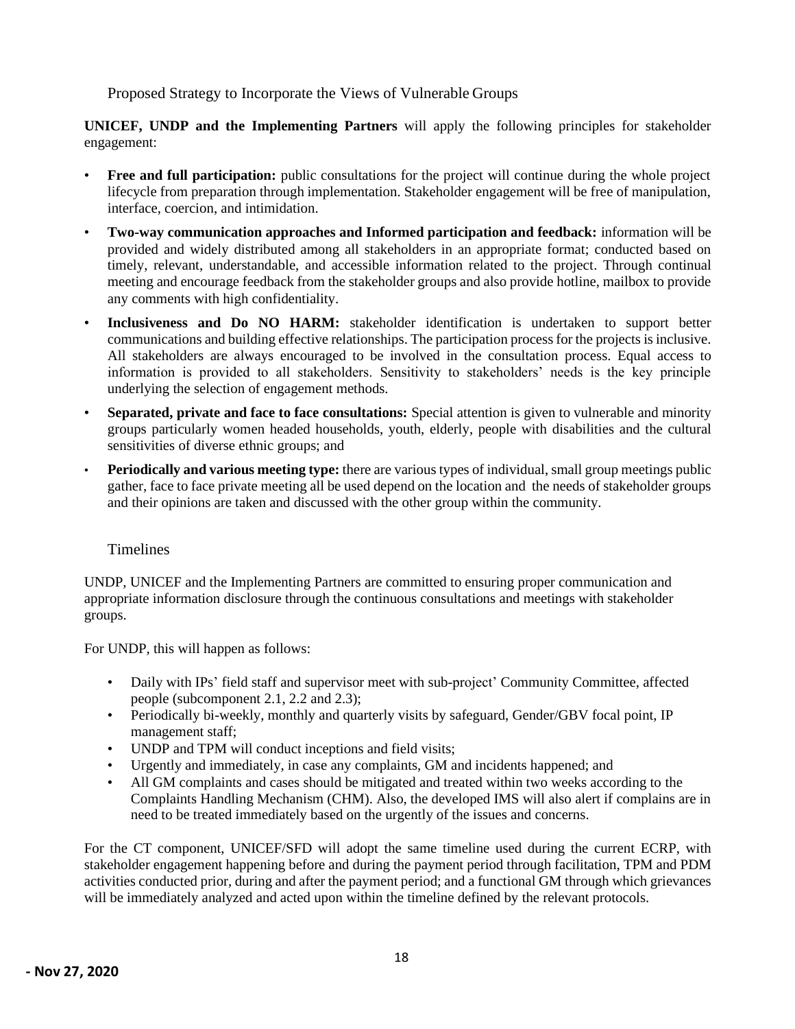## Proposed Strategy to Incorporate the Views of Vulnerable Groups

**UNICEF, UNDP and the Implementing Partners** will apply the following principles for stakeholder engagement:

- **Free and full participation:** public consultations for the project will continue during the whole project lifecycle from preparation through implementation. Stakeholder engagement will be free of manipulation, interface, coercion, and intimidation.
- **Two-way communication approaches and Informed participation and feedback:** information will be provided and widely distributed among all stakeholders in an appropriate format; conducted based on timely, relevant, understandable, and accessible information related to the project. Through continual meeting and encourage feedback from the stakeholder groups and also provide hotline, mailbox to provide any comments with high confidentiality.
- **Inclusiveness and Do NO HARM:** stakeholder identification is undertaken to support better communications and building effective relationships. The participation process for the projects is inclusive. All stakeholders are always encouraged to be involved in the consultation process. Equal access to information is provided to all stakeholders. Sensitivity to stakeholders' needs is the key principle underlying the selection of engagement methods.
- **Separated, private and face to face consultations:** Special attention is given to vulnerable and minority groups particularly women headed households, youth, elderly, people with disabilities and the cultural sensitivities of diverse ethnic groups; and
- **Periodically and various meeting type:** there are various types of individual, small group meetings public gather, face to face private meeting all be used depend on the location and the needs of stakeholder groups and their opinions are taken and discussed with the other group within the community.

## Timelines

UNDP, UNICEF and the Implementing Partners are committed to ensuring proper communication and appropriate information disclosure through the continuous consultations and meetings with stakeholder groups.

For UNDP, this will happen as follows:

- Daily with IPs' field staff and supervisor meet with sub-project' Community Committee, affected people (subcomponent 2.1, 2.2 and 2.3);
- Periodically bi-weekly, monthly and quarterly visits by safeguard, Gender/GBV focal point, IP management staff;
- UNDP and TPM will conduct inceptions and field visits;
- Urgently and immediately, in case any complaints, GM and incidents happened; and
- All GM complaints and cases should be mitigated and treated within two weeks according to the Complaints Handling Mechanism (CHM). Also, the developed IMS will also alert if complains are in need to be treated immediately based on the urgently of the issues and concerns.

For the CT component, UNICEF/SFD will adopt the same timeline used during the current ECRP, with stakeholder engagement happening before and during the payment period through facilitation, TPM and PDM activities conducted prior, during and after the payment period; and a functional GM through which grievances will be immediately analyzed and acted upon within the timeline defined by the relevant protocols.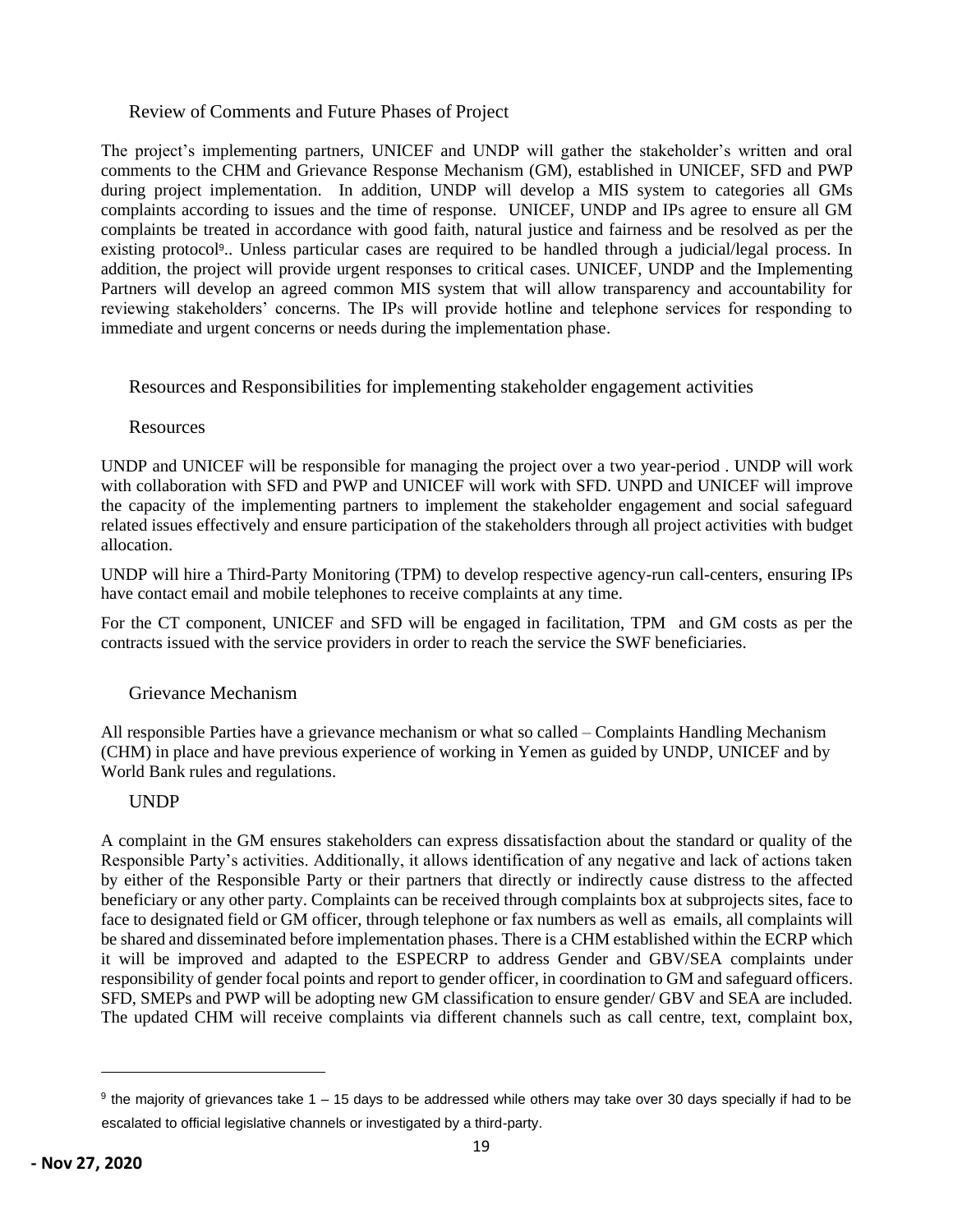## Review of Comments and Future Phases of Project

The project's implementing partners, UNICEF and UNDP will gather the stakeholder's written and oral comments to the CHM and Grievance Response Mechanism (GM), established in UNICEF, SFD and PWP during project implementation. In addition, UNDP will develop a MIS system to categories all GMs complaints according to issues and the time of response. UNICEF, UNDP and IPs agree to ensure all GM complaints be treated in accordance with good faith, natural justice and fairness and be resolved as per the existing protocol[9].. Unless particular cases are required to be handled through a judicial/legal process. In addition, the project will provide urgent responses to critical cases. UNICEF, UNDP and the Implementing Partners will develop an agreed common MIS system that will allow transparency and accountability for reviewing stakeholders' concerns. The IPs will provide hotline and telephone services for responding to immediate and urgent concerns or needs during the implementation phase.

## Resources and Responsibilities for implementing stakeholder engagement activities

### Resources

UNDP and UNICEF will be responsible for managing the project over a two year-period . UNDP will work with collaboration with SFD and PWP and UNICEF will work with SFD. UNPD and UNICEF will improve the capacity of the implementing partners to implement the stakeholder engagement and social safeguard related issues effectively and ensure participation of the stakeholders through all project activities with budget allocation.

UNDP will hire a Third-Party Monitoring (TPM) to develop respective agency-run call-centers, ensuring IPs have contact email and mobile telephones to receive complaints at any time.

For the CT component, UNICEF and SFD will be engaged in facilitation, TPM and GM costs as per the contracts issued with the service providers in order to reach the service the SWF beneficiaries.

## Grievance Mechanism

All responsible Parties have a grievance mechanism or what so called – Complaints Handling Mechanism (CHM) in place and have previous experience of working in Yemen as guided by UNDP, UNICEF and by World Bank rules and regulations.

### UNDP

A complaint in the GM ensures stakeholders can express dissatisfaction about the standard or quality of the Responsible Party's activities. Additionally, it allows identification of any negative and lack of actions taken by either of the Responsible Party or their partners that directly or indirectly cause distress to the affected beneficiary or any other party. Complaints can be received through complaints box at subprojects sites, face to face to designated field or GM officer, through telephone or fax numbers as well as emails, all complaints will be shared and disseminated before implementation phases. There is a CHM established within the ECRP which it will be improved and adapted to the ESPECRP to address Gender and GBV/SEA complaints under responsibility of gender focal points and report to gender officer, in coordination to GM and safeguard officers. SFD, SMEPs and PWP will be adopting new GM classification to ensure gender/ GBV and SEA are included. The updated CHM will receive complaints via different channels such as call centre, text, complaint box,

---

[9] the majority of grievances take 1 – 15 days to be addressed while others may take over 30 days specially if had to be escalated to official legislative channels or investigated by a third-party.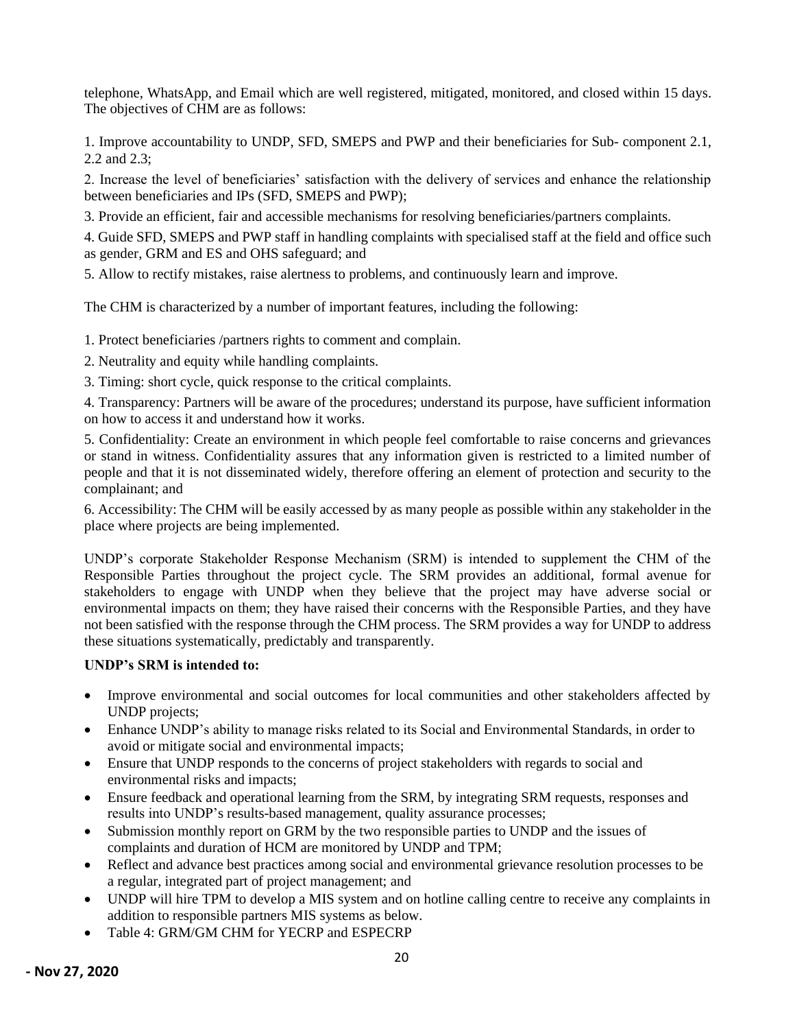telephone, WhatsApp, and Email which are well registered, mitigated, monitored, and closed within 15 days. The objectives of CHM are as follows:

1. Improve accountability to UNDP, SFD, SMEPS and PWP and their beneficiaries for Sub- component 2.1, 2.2 and 2.3;

2. Increase the level of beneficiaries' satisfaction with the delivery of services and enhance the relationship between beneficiaries and IPs (SFD, SMEPS and PWP);

3. Provide an efficient, fair and accessible mechanisms for resolving beneficiaries/partners complaints.

4. Guide SFD, SMEPS and PWP staff in handling complaints with specialised staff at the field and office such as gender, GRM and ES and OHS safeguard; and

5. Allow to rectify mistakes, raise alertness to problems, and continuously learn and improve.

The CHM is characterized by a number of important features, including the following:

1. Protect beneficiaries /partners rights to comment and complain.

2. Neutrality and equity while handling complaints.

3. Timing: short cycle, quick response to the critical complaints.

4. Transparency: Partners will be aware of the procedures; understand its purpose, have sufficient information on how to access it and understand how it works.

5. Confidentiality: Create an environment in which people feel comfortable to raise concerns and grievances or stand in witness. Confidentiality assures that any information given is restricted to a limited number of people and that it is not disseminated widely, therefore offering an element of protection and security to the complainant; and

6. Accessibility: The CHM will be easily accessed by as many people as possible within any stakeholder in the place where projects are being implemented.

UNDP's corporate Stakeholder Response Mechanism (SRM) is intended to supplement the CHM of the Responsible Parties throughout the project cycle. The SRM provides an additional, formal avenue for stakeholders to engage with UNDP when they believe that the project may have adverse social or environmental impacts on them; they have raised their concerns with the Responsible Parties, and they have not been satisfied with the response through the CHM process. The SRM provides a way for UNDP to address these situations systematically, predictably and transparently.

**UNDP's SRM is intended to:**

- Improve environmental and social outcomes for local communities and other stakeholders affected by UNDP projects;
- Enhance UNDP's ability to manage risks related to its Social and Environmental Standards, in order to avoid or mitigate social and environmental impacts;
- Ensure that UNDP responds to the concerns of project stakeholders with regards to social and environmental risks and impacts;
- Ensure feedback and operational learning from the SRM, by integrating SRM requests, responses and results into UNDP's results-based management, quality assurance processes;
- Submission monthly report on GRM by the two responsible parties to UNDP and the issues of complaints and duration of HCM are monitored by UNDP and TPM;
- Reflect and advance best practices among social and environmental grievance resolution processes to be a regular, integrated part of project management; and
- UNDP will hire TPM to develop a MIS system and on hotline calling centre to receive any complaints in addition to responsible partners MIS systems as below.
- Table 4: GRM/GM CHM for YECRP and ESPECRP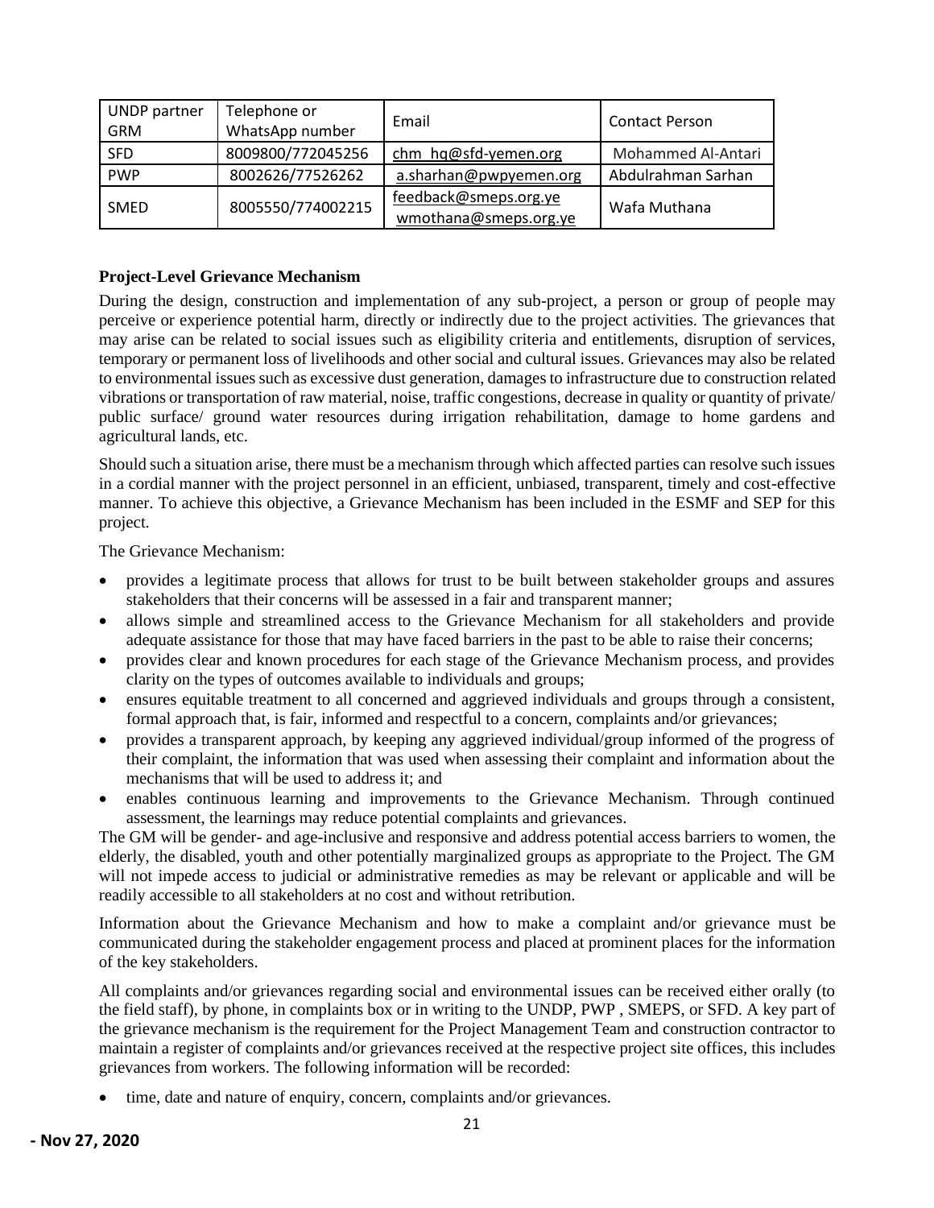| UNDP partner GRM | Telephone or WhatsApp number | Email | Contact Person |
|---|---|---|---|
| SFD | 8009800/772045256 | chm_hq@sfd-yemen.org | Mohammed Al-Antari |
| PWP | 8002626/77526262 | a.sharhan@pwpyemen.org | Abdulrahman Sarhan |
| SMED | 8005550/774002215 | feedback@smeps.org.ye<br>wmothana@smeps.org.ye | Wafa Muthana |

**Project-Level Grievance Mechanism**

During the design, construction and implementation of any sub-project, a person or group of people may perceive or experience potential harm, directly or indirectly due to the project activities. The grievances that may arise can be related to social issues such as eligibility criteria and entitlements, disruption of services, temporary or permanent loss of livelihoods and other social and cultural issues. Grievances may also be related to environmental issues such as excessive dust generation, damages to infrastructure due to construction related vibrations or transportation of raw material, noise, traffic congestions, decrease in quality or quantity of private/ public surface/ ground water resources during irrigation rehabilitation, damage to home gardens and agricultural lands, etc.

Should such a situation arise, there must be a mechanism through which affected parties can resolve such issues in a cordial manner with the project personnel in an efficient, unbiased, transparent, timely and cost-effective manner. To achieve this objective, a Grievance Mechanism has been included in the ESMF and SEP for this project.

The Grievance Mechanism:

- provides a legitimate process that allows for trust to be built between stakeholder groups and assures stakeholders that their concerns will be assessed in a fair and transparent manner;
- allows simple and streamlined access to the Grievance Mechanism for all stakeholders and provide adequate assistance for those that may have faced barriers in the past to be able to raise their concerns;
- provides clear and known procedures for each stage of the Grievance Mechanism process, and provides clarity on the types of outcomes available to individuals and groups;
- ensures equitable treatment to all concerned and aggrieved individuals and groups through a consistent, formal approach that, is fair, informed and respectful to a concern, complaints and/or grievances;
- provides a transparent approach, by keeping any aggrieved individual/group informed of the progress of their complaint, the information that was used when assessing their complaint and information about the mechanisms that will be used to address it; and
- enables continuous learning and improvements to the Grievance Mechanism. Through continued assessment, the learnings may reduce potential complaints and grievances.

The GM will be gender- and age-inclusive and responsive and address potential access barriers to women, the elderly, the disabled, youth and other potentially marginalized groups as appropriate to the Project. The GM will not impede access to judicial or administrative remedies as may be relevant or applicable and will be readily accessible to all stakeholders at no cost and without retribution.

Information about the Grievance Mechanism and how to make a complaint and/or grievance must be communicated during the stakeholder engagement process and placed at prominent places for the information of the key stakeholders.

All complaints and/or grievances regarding social and environmental issues can be received either orally (to the field staff), by phone, in complaints box or in writing to the UNDP, PWP , SMEPS, or SFD. A key part of the grievance mechanism is the requirement for the Project Management Team and construction contractor to maintain a register of complaints and/or grievances received at the respective project site offices, this includes grievances from workers. The following information will be recorded:

- time, date and nature of enquiry, concern, complaints and/or grievances.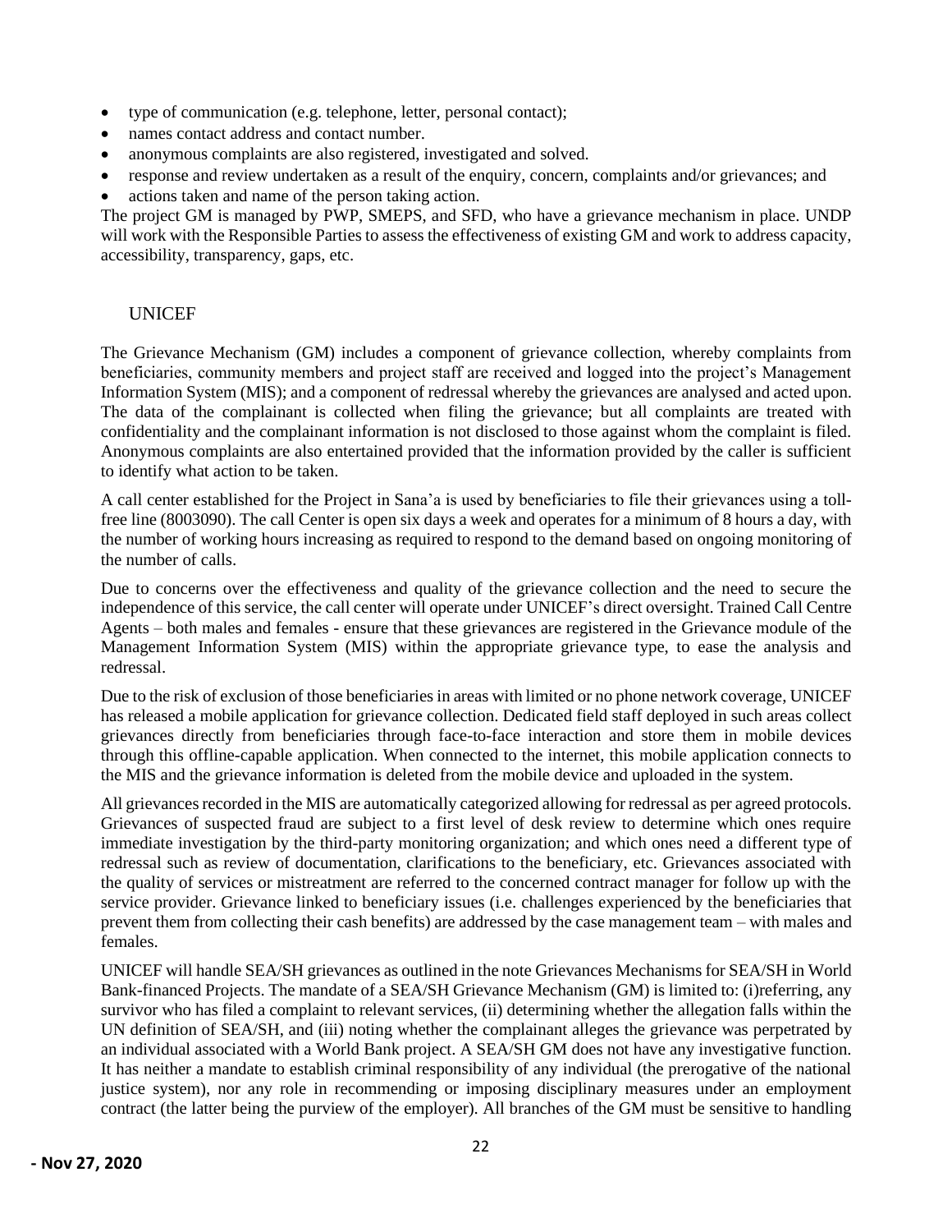- type of communication (e.g. telephone, letter, personal contact);
- names contact address and contact number.
- anonymous complaints are also registered, investigated and solved.
- response and review undertaken as a result of the enquiry, concern, complaints and/or grievances; and
- actions taken and name of the person taking action.

The project GM is managed by PWP, SMEPS, and SFD, who have a grievance mechanism in place. UNDP will work with the Responsible Parties to assess the effectiveness of existing GM and work to address capacity, accessibility, transparency, gaps, etc.

### UNICEF

The Grievance Mechanism (GM) includes a component of grievance collection, whereby complaints from beneficiaries, community members and project staff are received and logged into the project's Management Information System (MIS); and a component of redressal whereby the grievances are analysed and acted upon. The data of the complainant is collected when filing the grievance; but all complaints are treated with confidentiality and the complainant information is not disclosed to those against whom the complaint is filed. Anonymous complaints are also entertained provided that the information provided by the caller is sufficient to identify what action to be taken.

A call center established for the Project in Sana'a is used by beneficiaries to file their grievances using a toll-free line (8003090). The call Center is open six days a week and operates for a minimum of 8 hours a day, with the number of working hours increasing as required to respond to the demand based on ongoing monitoring of the number of calls.

Due to concerns over the effectiveness and quality of the grievance collection and the need to secure the independence of this service, the call center will operate under UNICEF's direct oversight. Trained Call Centre Agents – both males and females - ensure that these grievances are registered in the Grievance module of the Management Information System (MIS) within the appropriate grievance type, to ease the analysis and redressal.

Due to the risk of exclusion of those beneficiaries in areas with limited or no phone network coverage, UNICEF has released a mobile application for grievance collection. Dedicated field staff deployed in such areas collect grievances directly from beneficiaries through face-to-face interaction and store them in mobile devices through this offline-capable application. When connected to the internet, this mobile application connects to the MIS and the grievance information is deleted from the mobile device and uploaded in the system.

All grievances recorded in the MIS are automatically categorized allowing for redressal as per agreed protocols. Grievances of suspected fraud are subject to a first level of desk review to determine which ones require immediate investigation by the third-party monitoring organization; and which ones need a different type of redressal such as review of documentation, clarifications to the beneficiary, etc. Grievances associated with the quality of services or mistreatment are referred to the concerned contract manager for follow up with the service provider. Grievance linked to beneficiary issues (i.e. challenges experienced by the beneficiaries that prevent them from collecting their cash benefits) are addressed by the case management team – with males and females.

UNICEF will handle SEA/SH grievances as outlined in the note Grievances Mechanisms for SEA/SH in World Bank-financed Projects. The mandate of a SEA/SH Grievance Mechanism (GM) is limited to: (i)referring, any survivor who has filed a complaint to relevant services, (ii) determining whether the allegation falls within the UN definition of SEA/SH, and (iii) noting whether the complainant alleges the grievance was perpetrated by an individual associated with a World Bank project. A SEA/SH GM does not have any investigative function. It has neither a mandate to establish criminal responsibility of any individual (the prerogative of the national justice system), nor any role in recommending or imposing disciplinary measures under an employment contract (the latter being the purview of the employer). All branches of the GM must be sensitive to handling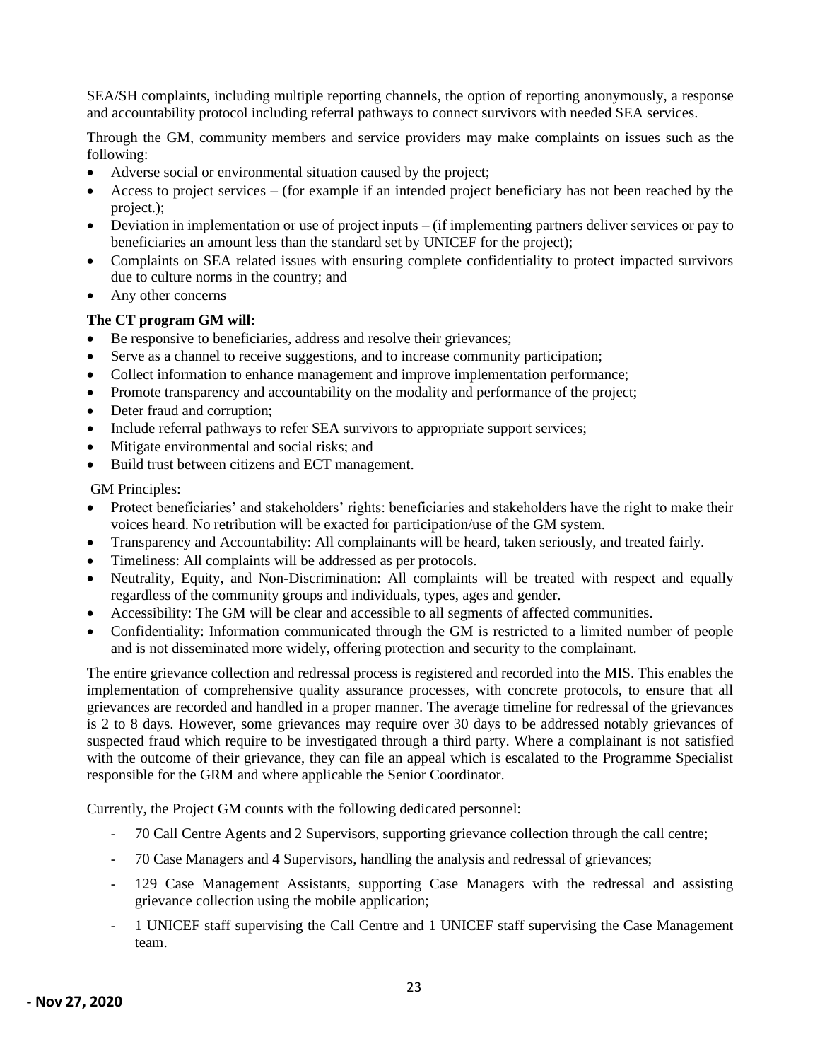SEA/SH complaints, including multiple reporting channels, the option of reporting anonymously, a response and accountability protocol including referral pathways to connect survivors with needed SEA services.

Through the GM, community members and service providers may make complaints on issues such as the following:

- Adverse social or environmental situation caused by the project;
- Access to project services – (for example if an intended project beneficiary has not been reached by the project.);
- Deviation in implementation or use of project inputs – (if implementing partners deliver services or pay to beneficiaries an amount less than the standard set by UNICEF for the project);
- Complaints on SEA related issues with ensuring complete confidentiality to protect impacted survivors due to culture norms in the country; and
- Any other concerns

**The CT program GM will:**

- Be responsive to beneficiaries, address and resolve their grievances;
- Serve as a channel to receive suggestions, and to increase community participation;
- Collect information to enhance management and improve implementation performance;
- Promote transparency and accountability on the modality and performance of the project;
- Deter fraud and corruption;
- Include referral pathways to refer SEA survivors to appropriate support services;
- Mitigate environmental and social risks; and
- Build trust between citizens and ECT management.

GM Principles:

- Protect beneficiaries' and stakeholders' rights: beneficiaries and stakeholders have the right to make their voices heard. No retribution will be exacted for participation/use of the GM system.
- Transparency and Accountability: All complainants will be heard, taken seriously, and treated fairly.
- Timeliness: All complaints will be addressed as per protocols.
- Neutrality, Equity, and Non-Discrimination: All complaints will be treated with respect and equally regardless of the community groups and individuals, types, ages and gender.
- Accessibility: The GM will be clear and accessible to all segments of affected communities.
- Confidentiality: Information communicated through the GM is restricted to a limited number of people and is not disseminated more widely, offering protection and security to the complainant.

The entire grievance collection and redressal process is registered and recorded into the MIS. This enables the implementation of comprehensive quality assurance processes, with concrete protocols, to ensure that all grievances are recorded and handled in a proper manner. The average timeline for redressal of the grievances is 2 to 8 days. However, some grievances may require over 30 days to be addressed notably grievances of suspected fraud which require to be investigated through a third party. Where a complainant is not satisfied with the outcome of their grievance, they can file an appeal which is escalated to the Programme Specialist responsible for the GRM and where applicable the Senior Coordinator.

Currently, the Project GM counts with the following dedicated personnel:

- 70 Call Centre Agents and 2 Supervisors, supporting grievance collection through the call centre;
- 70 Case Managers and 4 Supervisors, handling the analysis and redressal of grievances;
- 129 Case Management Assistants, supporting Case Managers with the redressal and assisting grievance collection using the mobile application;
- 1 UNICEF staff supervising the Call Centre and 1 UNICEF staff supervising the Case Management team.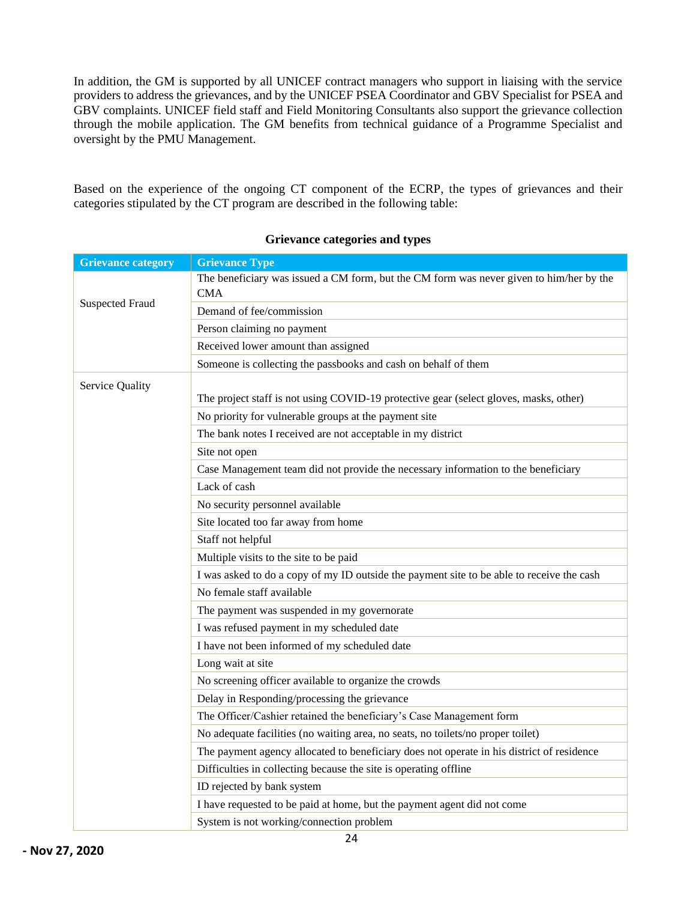In addition, the GM is supported by all UNICEF contract managers who support in liaising with the service providers to address the grievances, and by the UNICEF PSEA Coordinator and GBV Specialist for PSEA and GBV complaints. UNICEF field staff and Field Monitoring Consultants also support the grievance collection through the mobile application. The GM benefits from technical guidance of a Programme Specialist and oversight by the PMU Management.

Based on the experience of the ongoing CT component of the ECRP, the types of grievances and their categories stipulated by the CT program are described in the following table:

**Grievance categories and types**

| Grievance category | Grievance Type |
|---|---|
| Suspected Fraud | The beneficiary was issued a CM form, but the CM form was never given to him/her by the CMA |
| | Demand of fee/commission |
| | Person claiming no payment |
| | Received lower amount than assigned |
| | Someone is collecting the passbooks and cash on behalf of them |
| Service Quality | The project staff is not using COVID-19 protective gear (select gloves, masks, other) |
| | No priority for vulnerable groups at the payment site |
| | The bank notes I received are not acceptable in my district |
| | Site not open |
| | Case Management team did not provide the necessary information to the beneficiary |
| | Lack of cash |
| | No security personnel available |
| | Site located too far away from home |
| | Staff not helpful |
| | Multiple visits to the site to be paid |
| | I was asked to do a copy of my ID outside the payment site to be able to receive the cash |
| | No female staff available |
| | The payment was suspended in my governorate |
| | I was refused payment in my scheduled date |
| | I have not been informed of my scheduled date |
| | Long wait at site |
| | No screening officer available to organize the crowds |
| | Delay in Responding/processing the grievance |
| | The Officer/Cashier retained the beneficiary's Case Management form |
| | No adequate facilities (no waiting area, no seats, no toilets/no proper toilet) |
| | The payment agency allocated to beneficiary does not operate in his district of residence |
| | Difficulties in collecting because the site is operating offline |
| | ID rejected by bank system |
| | I have requested to be paid at home, but the payment agent did not come |
| | System is not working/connection problem |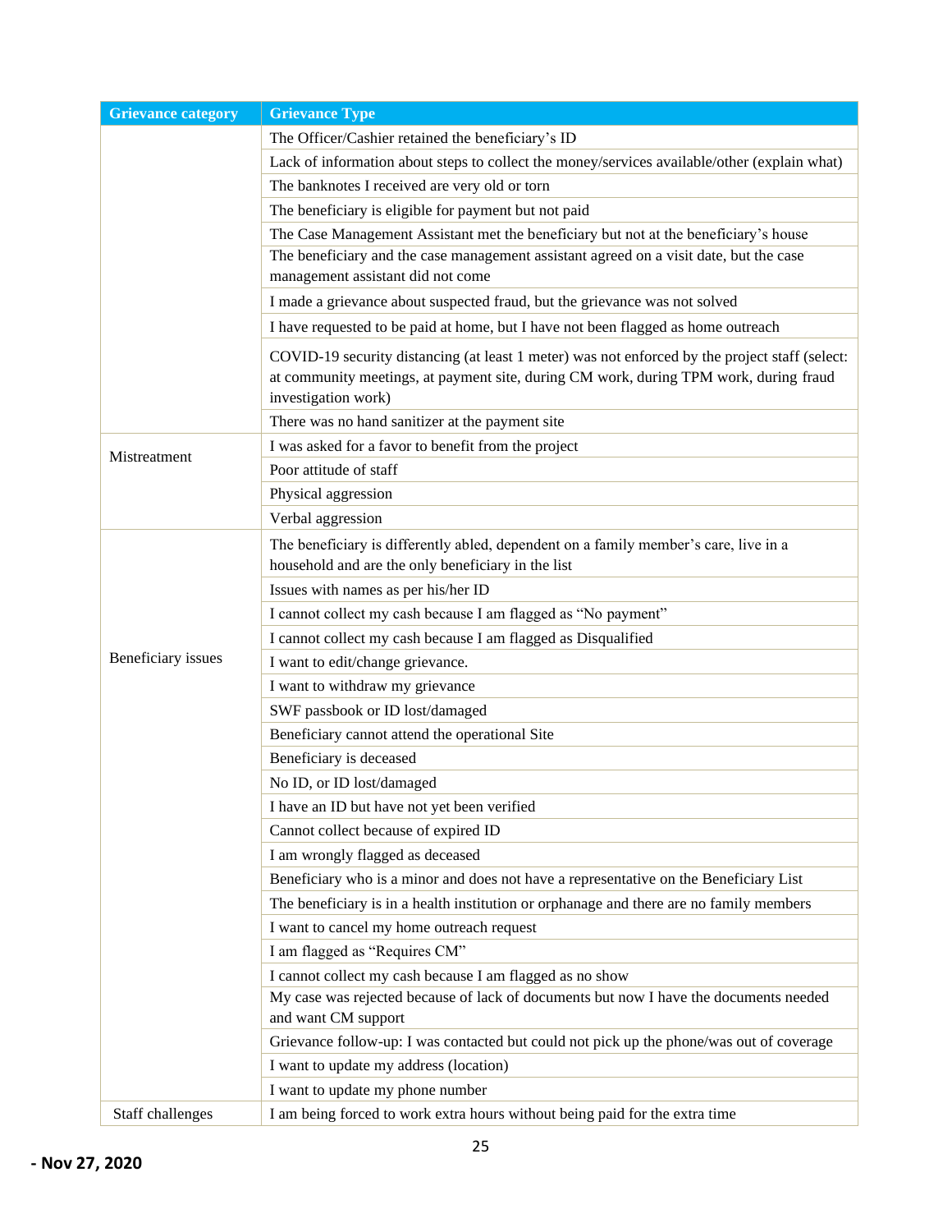| Grievance category | Grievance Type |
| --- | --- |
| | The Officer/Cashier retained the beneficiary's ID |
| | Lack of information about steps to collect the money/services available/other (explain what) |
| | The banknotes I received are very old or torn |
| | The beneficiary is eligible for payment but not paid |
| | The Case Management Assistant met the beneficiary but not at the beneficiary's house |
| | The beneficiary and the case management assistant agreed on a visit date, but the case management assistant did not come |
| | I made a grievance about suspected fraud, but the grievance was not solved |
| | I have requested to be paid at home, but I have not been flagged as home outreach |
| | COVID-19 security distancing (at least 1 meter) was not enforced by the project staff (select: at community meetings, at payment site, during CM work, during TPM work, during fraud investigation work) |
| | There was no hand sanitizer at the payment site |
| Mistreatment | I was asked for a favor to benefit from the project |
| | Poor attitude of staff |
| | Physical aggression |
| | Verbal aggression |
| Beneficiary issues | The beneficiary is differently abled, dependent on a family member's care, live in a household and are the only beneficiary in the list |
| | Issues with names as per his/her ID |
| | I cannot collect my cash because I am flagged as "No payment" |
| | I cannot collect my cash because I am flagged as Disqualified |
| | I want to edit/change grievance. |
| | I want to withdraw my grievance |
| | SWF passbook or ID lost/damaged |
| | Beneficiary cannot attend the operational Site |
| | Beneficiary is deceased |
| | No ID, or ID lost/damaged |
| | I have an ID but have not yet been verified |
| | Cannot collect because of expired ID |
| | I am wrongly flagged as deceased |
| | Beneficiary who is a minor and does not have a representative on the Beneficiary List |
| | The beneficiary is in a health institution or orphanage and there are no family members |
| | I want to cancel my home outreach request |
| | I am flagged as "Requires CM" |
| | I cannot collect my cash because I am flagged as no show |
| | My case was rejected because of lack of documents but now I have the documents needed and want CM support |
| | Grievance follow-up: I was contacted but could not pick up the phone/was out of coverage |
| | I want to update my address (location) |
| | I want to update my phone number |
| Staff challenges | I am being forced to work extra hours without being paid for the extra time |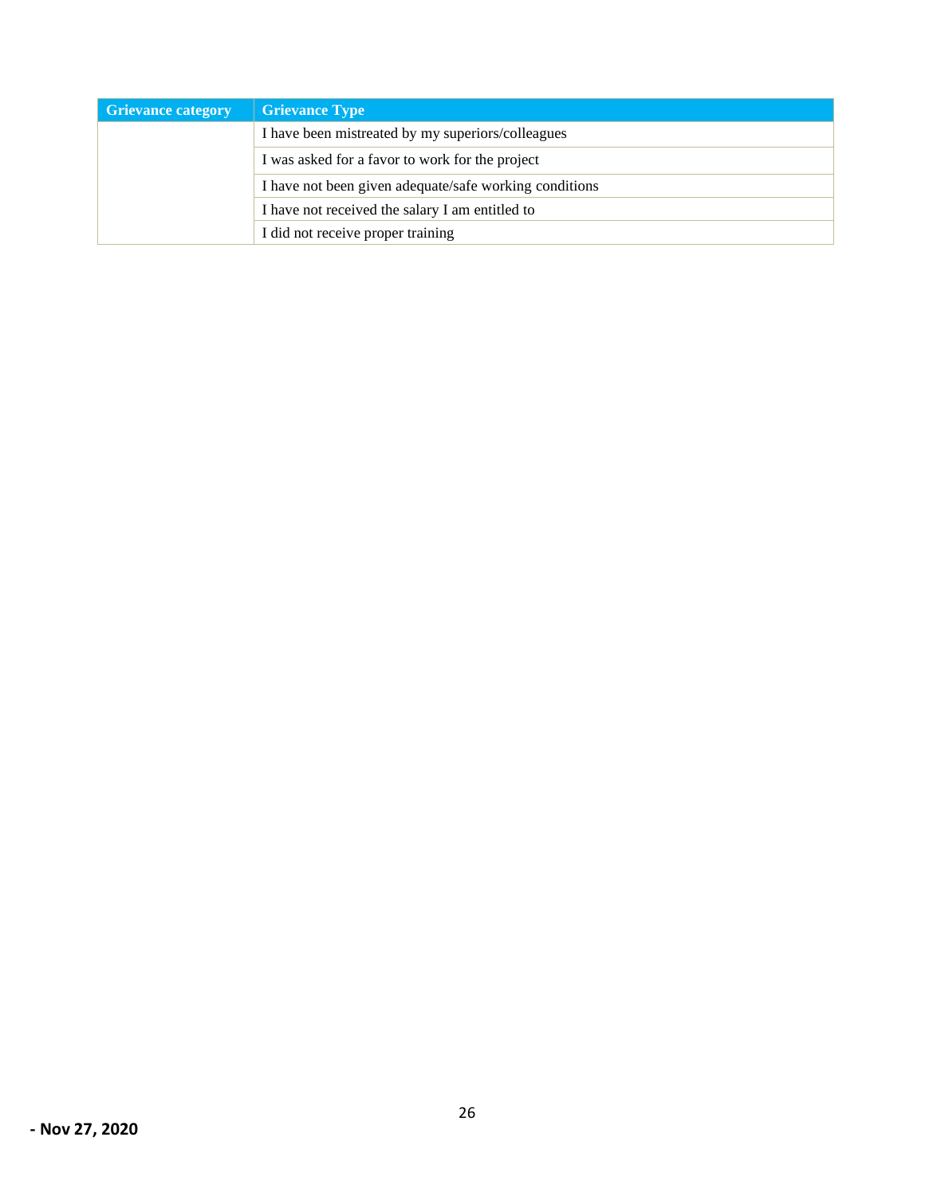| Grievance category | Grievance Type |
| --- | --- |
| | I have been mistreated by my superiors/colleagues |
| | I was asked for a favor to work for the project |
| | I have not been given adequate/safe working conditions |
| | I have not received the salary I am entitled to |
| | I did not receive proper training |

**- Nov 27, 2020**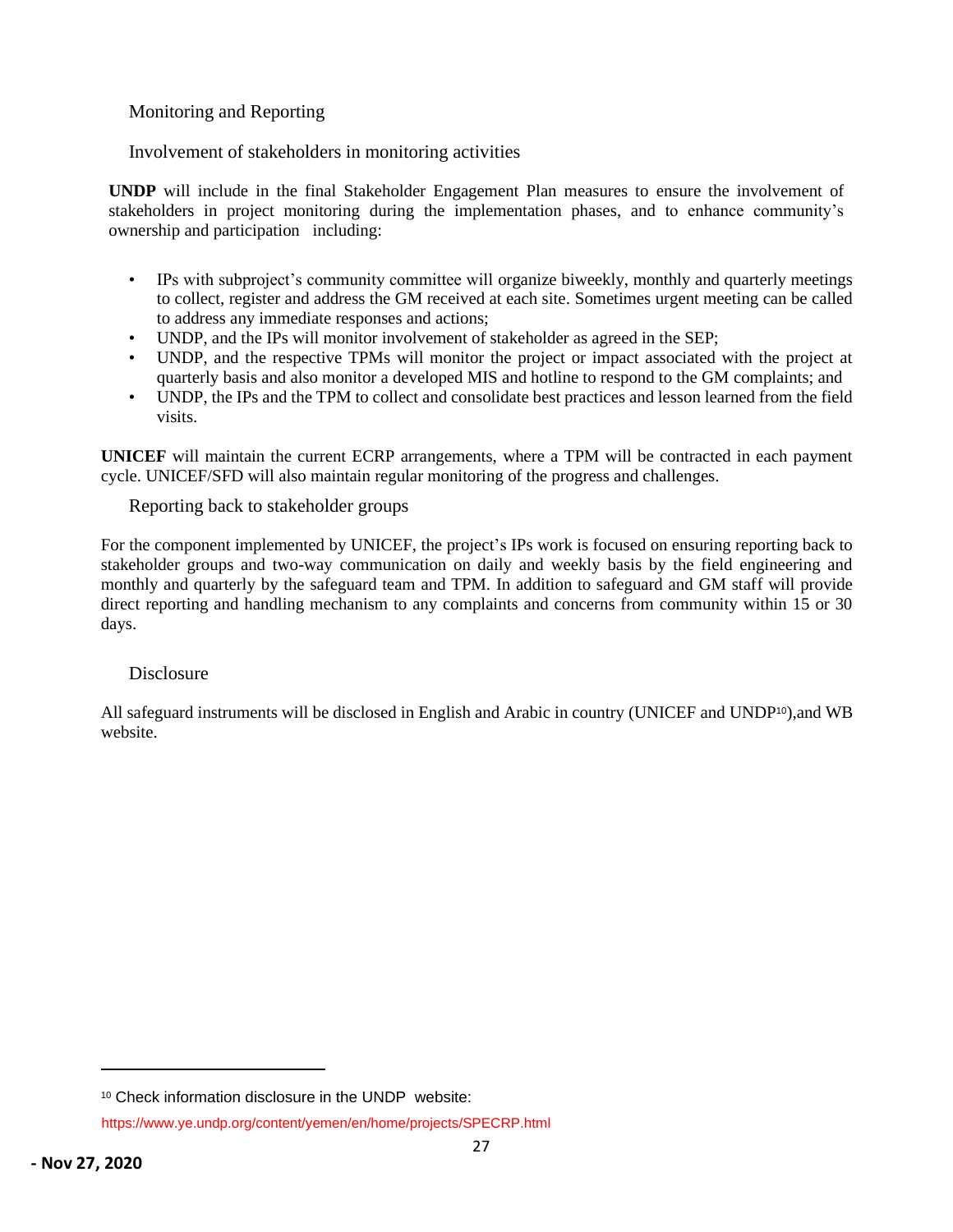## Monitoring and Reporting

### Involvement of stakeholders in monitoring activities

**UNDP** will include in the final Stakeholder Engagement Plan measures to ensure the involvement of stakeholders in project monitoring during the implementation phases, and to enhance community's ownership and participation including:

- IPs with subproject's community committee will organize biweekly, monthly and quarterly meetings to collect, register and address the GM received at each site. Sometimes urgent meeting can be called to address any immediate responses and actions;
- UNDP, and the IPs will monitor involvement of stakeholder as agreed in the SEP;
- UNDP, and the respective TPMs will monitor the project or impact associated with the project at quarterly basis and also monitor a developed MIS and hotline to respond to the GM complaints; and
- UNDP, the IPs and the TPM to collect and consolidate best practices and lesson learned from the field visits.

**UNICEF** will maintain the current ECRP arrangements, where a TPM will be contracted in each payment cycle. UNICEF/SFD will also maintain regular monitoring of the progress and challenges.

### Reporting back to stakeholder groups

For the component implemented by UNICEF, the project's IPs work is focused on ensuring reporting back to stakeholder groups and two-way communication on daily and weekly basis by the field engineering and monthly and quarterly by the safeguard team and TPM. In addition to safeguard and GM staff will provide direct reporting and handling mechanism to any complaints and concerns from community within 15 or 30 days.

### Disclosure

All safeguard instruments will be disclosed in English and Arabic in country (UNICEF and UNDP[10]),and WB website.

---

[10] Check information disclosure in the UNDP website: https://www.ye.undp.org/content/yemen/en/home/projects/SPECRP.html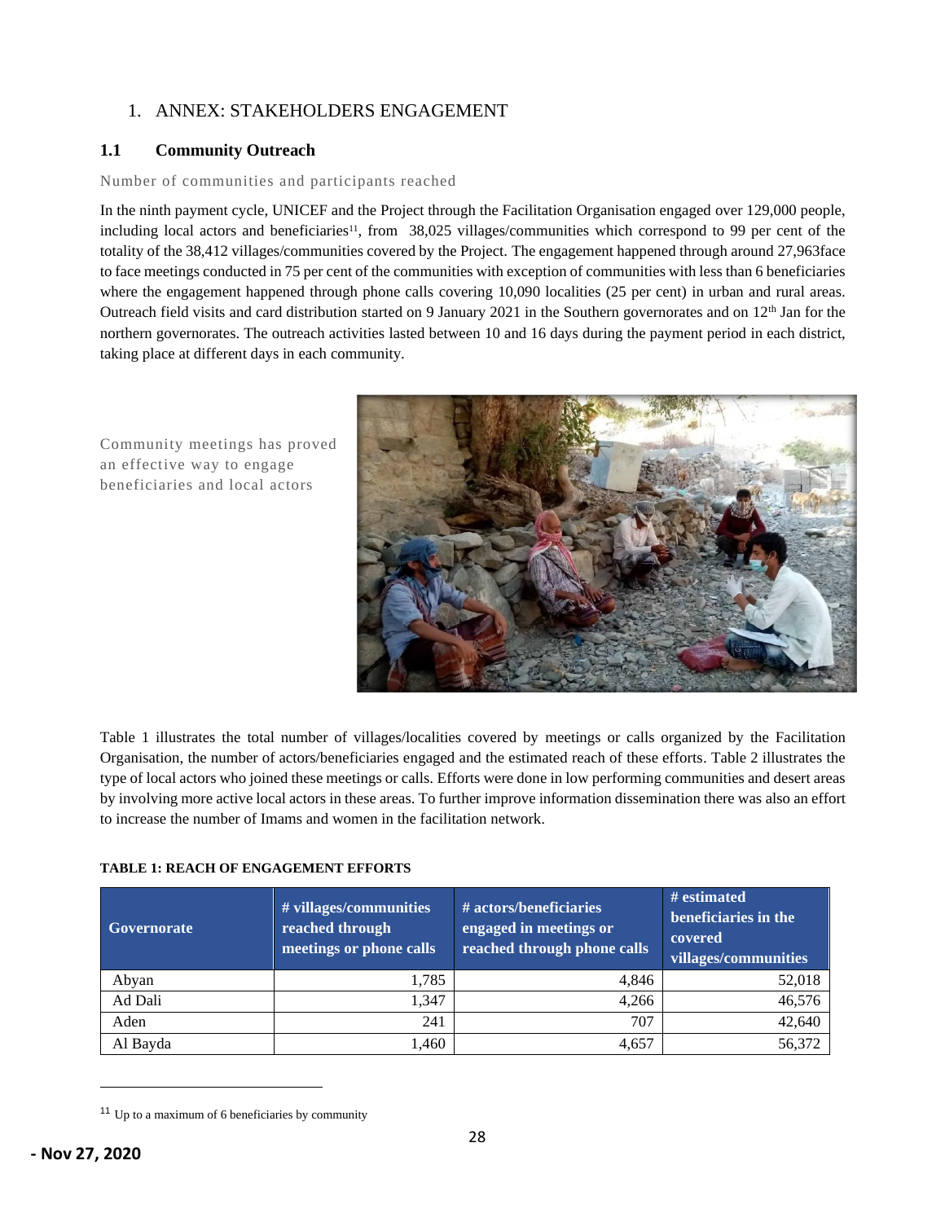# 1. ANNEX: STAKEHOLDERS ENGAGEMENT

## 1.1 Community Outreach

Number of communities and participants reached

In the ninth payment cycle, UNICEF and the Project through the Facilitation Organisation engaged over 129,000 people, including local actors and beneficiaries[11], from 38,025 villages/communities which correspond to 99 per cent of the totality of the 38,412 villages/communities covered by the Project. The engagement happened through around 27,963face to face meetings conducted in 75 per cent of the communities with exception of communities with less than 6 beneficiaries where the engagement happened through phone calls covering 10,090 localities (25 per cent) in urban and rural areas. Outreach field visits and card distribution started on 9 January 2021 in the Southern governorates and on 12th Jan for the northern governorates. The outreach activities lasted between 10 and 16 days during the payment period in each district, taking place at different days in each community.

Community meetings has proved an effective way to engage beneficiaries and local actors

Table 1 illustrates the total number of villages/localities covered by meetings or calls organized by the Facilitation Organisation, the number of actors/beneficiaries engaged and the estimated reach of these efforts. Table 2 illustrates the type of local actors who joined these meetings or calls. Efforts were done in low performing communities and desert areas by involving more active local actors in these areas. To further improve information dissemination there was also an effort to increase the number of Imams and women in the facilitation network.

**TABLE 1: REACH OF ENGAGEMENT EFFORTS**

| Governorate | # villages/communities reached through meetings or phone calls | # actors/beneficiaries engaged in meetings or reached through phone calls | # estimated beneficiaries in the covered villages/communities |
|---|---|---|---|
| Abyan | 1,785 | 4,846 | 52,018 |
| Ad Dali | 1,347 | 4,266 | 46,576 |
| Aden | 241 | 707 | 42,640 |
| Al Bayda | 1,460 | 4,657 | 56,372 |

[11] Up to a maximum of 6 beneficiaries by community

- Nov 27, 2020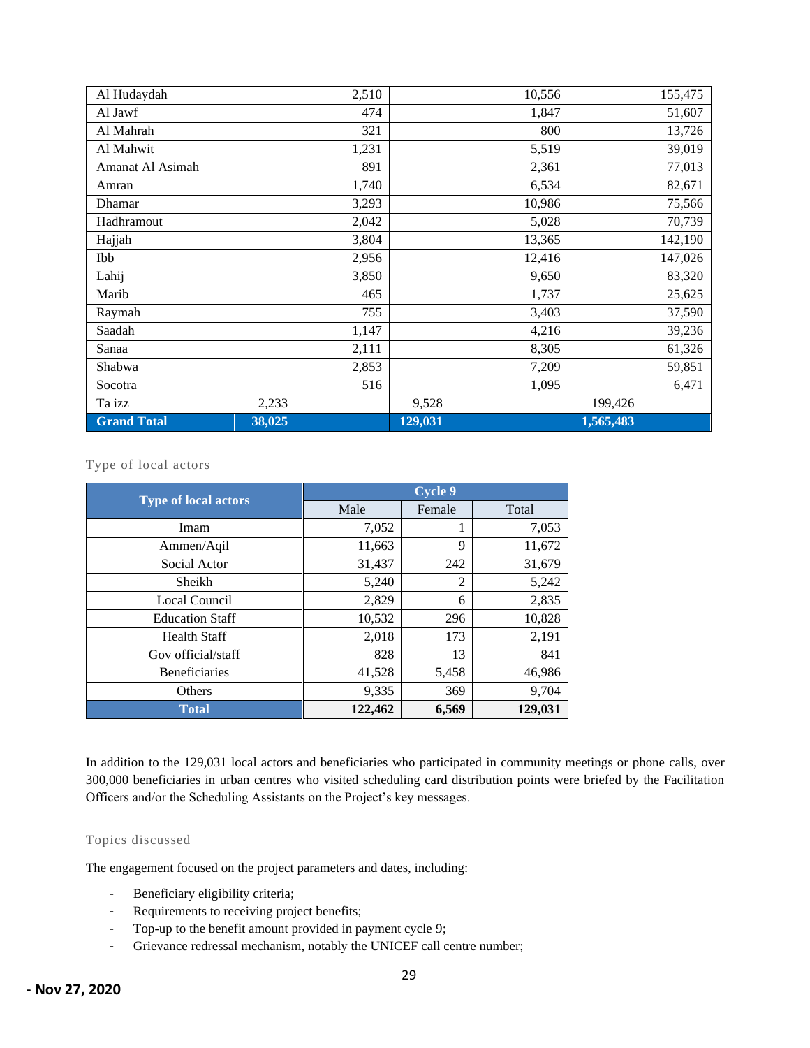| | | | |
|---|---|---|---|
| Al Hudaydah | 2,510 | 10,556 | 155,475 |
| Al Jawf | 474 | 1,847 | 51,607 |
| Al Mahrah | 321 | 800 | 13,726 |
| Al Mahwit | 1,231 | 5,519 | 39,019 |
| Amanat Al Asimah | 891 | 2,361 | 77,013 |
| Amran | 1,740 | 6,534 | 82,671 |
| Dhamar | 3,293 | 10,986 | 75,566 |
| Hadhramout | 2,042 | 5,028 | 70,739 |
| Hajjah | 3,804 | 13,365 | 142,190 |
| Ibb | 2,956 | 12,416 | 147,026 |
| Lahij | 3,850 | 9,650 | 83,320 |
| Marib | 465 | 1,737 | 25,625 |
| Raymah | 755 | 3,403 | 37,590 |
| Saadah | 1,147 | 4,216 | 39,236 |
| Sanaa | 2,111 | 8,305 | 61,326 |
| Shabwa | 2,853 | 7,209 | 59,851 |
| Socotra | 516 | 1,095 | 6,471 |
| Ta izz | 2,233 | 9,528 | 199,426 |
| **Grand Total** | **38,025** | **129,031** | **1,565,483** |

Type of local actors

| Type of local actors | Cycle 9 | | |
|---|---|---|---|
| | Male | Female | Total |
| Imam | 7,052 | 1 | 7,053 |
| Ammen/Aqil | 11,663 | 9 | 11,672 |
| Social Actor | 31,437 | 242 | 31,679 |
| Sheikh | 5,240 | 2 | 5,242 |
| Local Council | 2,829 | 6 | 2,835 |
| Education Staff | 10,532 | 296 | 10,828 |
| Health Staff | 2,018 | 173 | 2,191 |
| Gov official/staff | 828 | 13 | 841 |
| Beneficiaries | 41,528 | 5,458 | 46,986 |
| Others | 9,335 | 369 | 9,704 |
| **Total** | **122,462** | **6,569** | **129,031** |

In addition to the 129,031 local actors and beneficiaries who participated in community meetings or phone calls, over 300,000 beneficiaries in urban centres who visited scheduling card distribution points were briefed by the Facilitation Officers and/or the Scheduling Assistants on the Project's key messages.

Topics discussed

The engagement focused on the project parameters and dates, including:

- Beneficiary eligibility criteria;
- Requirements to receiving project benefits;
- Top-up to the benefit amount provided in payment cycle 9;
- Grievance redressal mechanism, notably the UNICEF call centre number;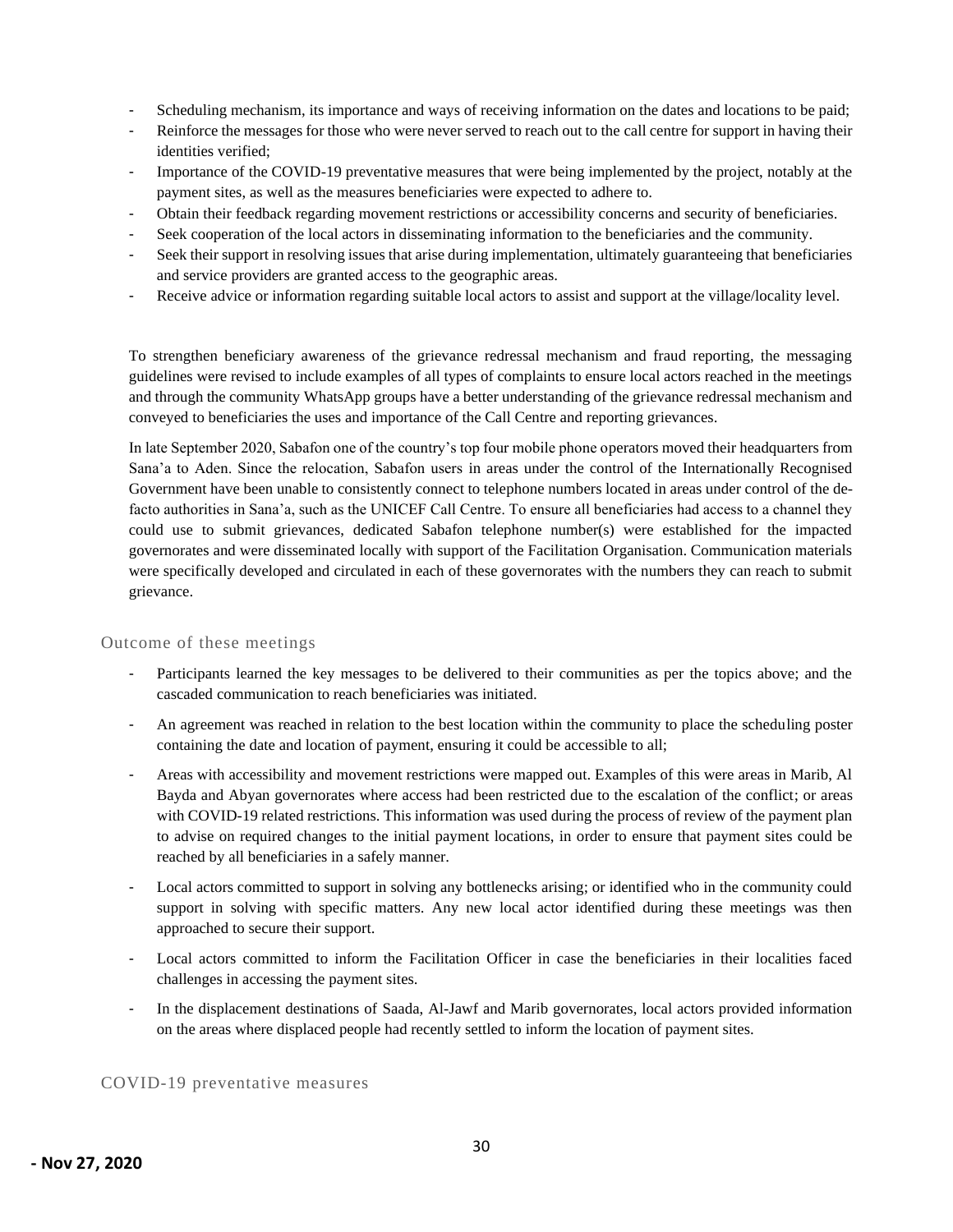- Scheduling mechanism, its importance and ways of receiving information on the dates and locations to be paid;
- Reinforce the messages for those who were never served to reach out to the call centre for support in having their identities verified;
- Importance of the COVID-19 preventative measures that were being implemented by the project, notably at the payment sites, as well as the measures beneficiaries were expected to adhere to.
- Obtain their feedback regarding movement restrictions or accessibility concerns and security of beneficiaries.
- Seek cooperation of the local actors in disseminating information to the beneficiaries and the community.
- Seek their support in resolving issues that arise during implementation, ultimately guaranteeing that beneficiaries and service providers are granted access to the geographic areas.
- Receive advice or information regarding suitable local actors to assist and support at the village/locality level.

To strengthen beneficiary awareness of the grievance redressal mechanism and fraud reporting, the messaging guidelines were revised to include examples of all types of complaints to ensure local actors reached in the meetings and through the community WhatsApp groups have a better understanding of the grievance redressal mechanism and conveyed to beneficiaries the uses and importance of the Call Centre and reporting grievances.

In late September 2020, Sabafon one of the country's top four mobile phone operators moved their headquarters from Sana'a to Aden. Since the relocation, Sabafon users in areas under the control of the Internationally Recognised Government have been unable to consistently connect to telephone numbers located in areas under control of the de-facto authorities in Sana'a, such as the UNICEF Call Centre. To ensure all beneficiaries had access to a channel they could use to submit grievances, dedicated Sabafon telephone number(s) were established for the impacted governorates and were disseminated locally with support of the Facilitation Organisation. Communication materials were specifically developed and circulated in each of these governorates with the numbers they can reach to submit grievance.

### Outcome of these meetings

- Participants learned the key messages to be delivered to their communities as per the topics above; and the cascaded communication to reach beneficiaries was initiated.
- An agreement was reached in relation to the best location within the community to place the scheduling poster containing the date and location of payment, ensuring it could be accessible to all;
- Areas with accessibility and movement restrictions were mapped out. Examples of this were areas in Marib, Al Bayda and Abyan governorates where access had been restricted due to the escalation of the conflict; or areas with COVID-19 related restrictions. This information was used during the process of review of the payment plan to advise on required changes to the initial payment locations, in order to ensure that payment sites could be reached by all beneficiaries in a safely manner.
- Local actors committed to support in solving any bottlenecks arising; or identified who in the community could support in solving with specific matters. Any new local actor identified during these meetings was then approached to secure their support.
- Local actors committed to inform the Facilitation Officer in case the beneficiaries in their localities faced challenges in accessing the payment sites.
- In the displacement destinations of Saada, Al-Jawf and Marib governorates, local actors provided information on the areas where displaced people had recently settled to inform the location of payment sites.

### COVID-19 preventative measures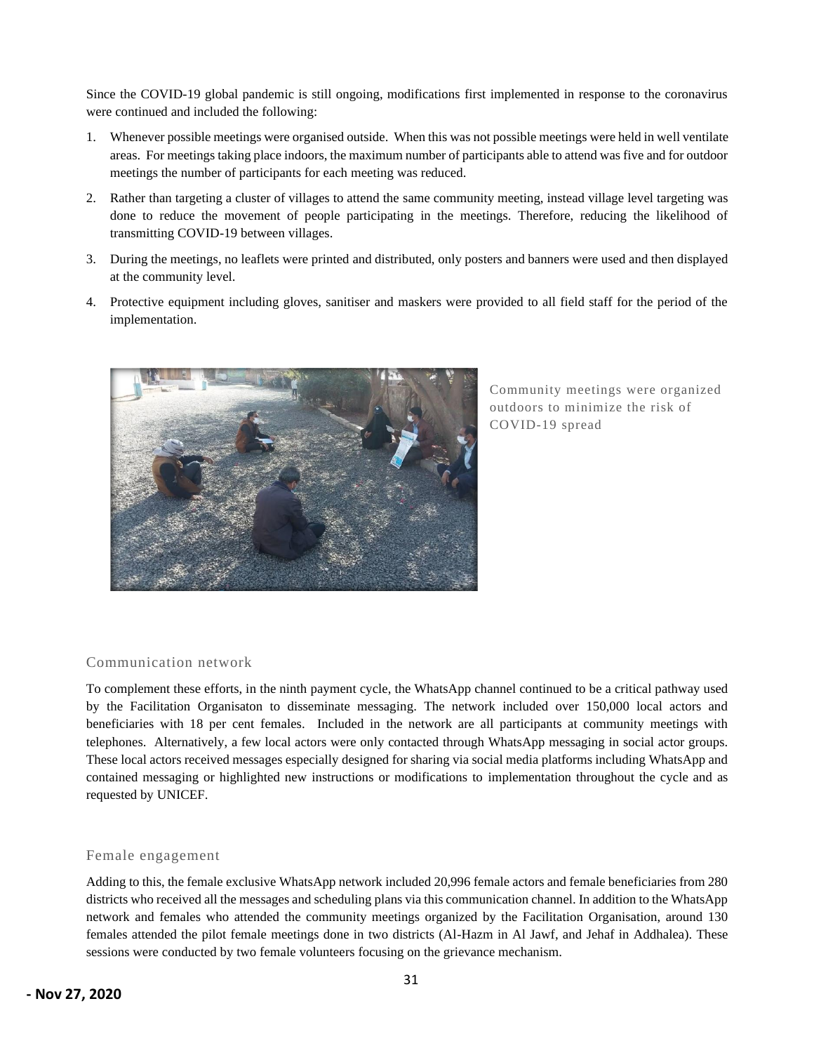Since the COVID-19 global pandemic is still ongoing, modifications first implemented in response to the coronavirus were continued and included the following:

1. Whenever possible meetings were organised outside. When this was not possible meetings were held in well ventilate areas. For meetings taking place indoors, the maximum number of participants able to attend was five and for outdoor meetings the number of participants for each meeting was reduced.
2. Rather than targeting a cluster of villages to attend the same community meeting, instead village level targeting was done to reduce the movement of people participating in the meetings. Therefore, reducing the likelihood of transmitting COVID-19 between villages.
3. During the meetings, no leaflets were printed and distributed, only posters and banners were used and then displayed at the community level.
4. Protective equipment including gloves, sanitiser and maskers were provided to all field staff for the period of the implementation.

Community meetings were organized outdoors to minimize the risk of COVID-19 spread

## Communication network

To complement these efforts, in the ninth payment cycle, the WhatsApp channel continued to be a critical pathway used by the Facilitation Organisaton to disseminate messaging. The network included over 150,000 local actors and beneficiaries with 18 per cent females. Included in the network are all participants at community meetings with telephones. Alternatively, a few local actors were only contacted through WhatsApp messaging in social actor groups. These local actors received messages especially designed for sharing via social media platforms including WhatsApp and contained messaging or highlighted new instructions or modifications to implementation throughout the cycle and as requested by UNICEF.

## Female engagement

Adding to this, the female exclusive WhatsApp network included 20,996 female actors and female beneficiaries from 280 districts who received all the messages and scheduling plans via this communication channel. In addition to the WhatsApp network and females who attended the community meetings organized by the Facilitation Organisation, around 130 females attended the pilot female meetings done in two districts (Al-Hazm in Al Jawf, and Jehaf in Addhalea). These sessions were conducted by two female volunteers focusing on the grievance mechanism.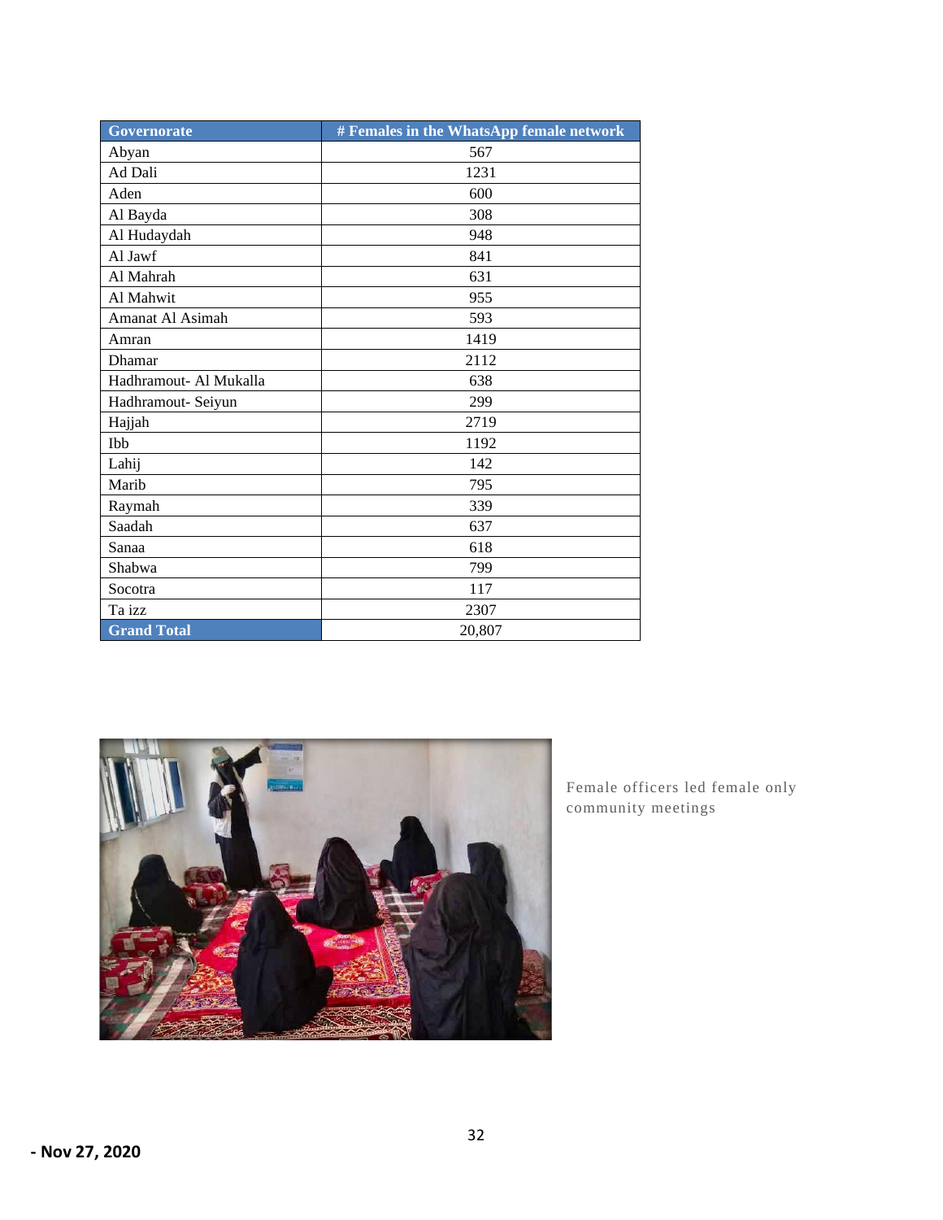| Governorate | # Females in the WhatsApp female network |
| --- | --- |
| Abyan | 567 |
| Ad Dali | 1231 |
| Aden | 600 |
| Al Bayda | 308 |
| Al Hudaydah | 948 |
| Al Jawf | 841 |
| Al Mahrah | 631 |
| Al Mahwit | 955 |
| Amanat Al Asimah | 593 |
| Amran | 1419 |
| Dhamar | 2112 |
| Hadhramout- Al Mukalla | 638 |
| Hadhramout- Seiyun | 299 |
| Hajjah | 2719 |
| Ibb | 1192 |
| Lahij | 142 |
| Marib | 795 |
| Raymah | 339 |
| Saadah | 637 |
| Sanaa | 618 |
| Shabwa | 799 |
| Socotra | 117 |
| Ta izz | 2307 |
| **Grand Total** | 20,807 |

Female officers led female only community meetings

**- Nov 27, 2020**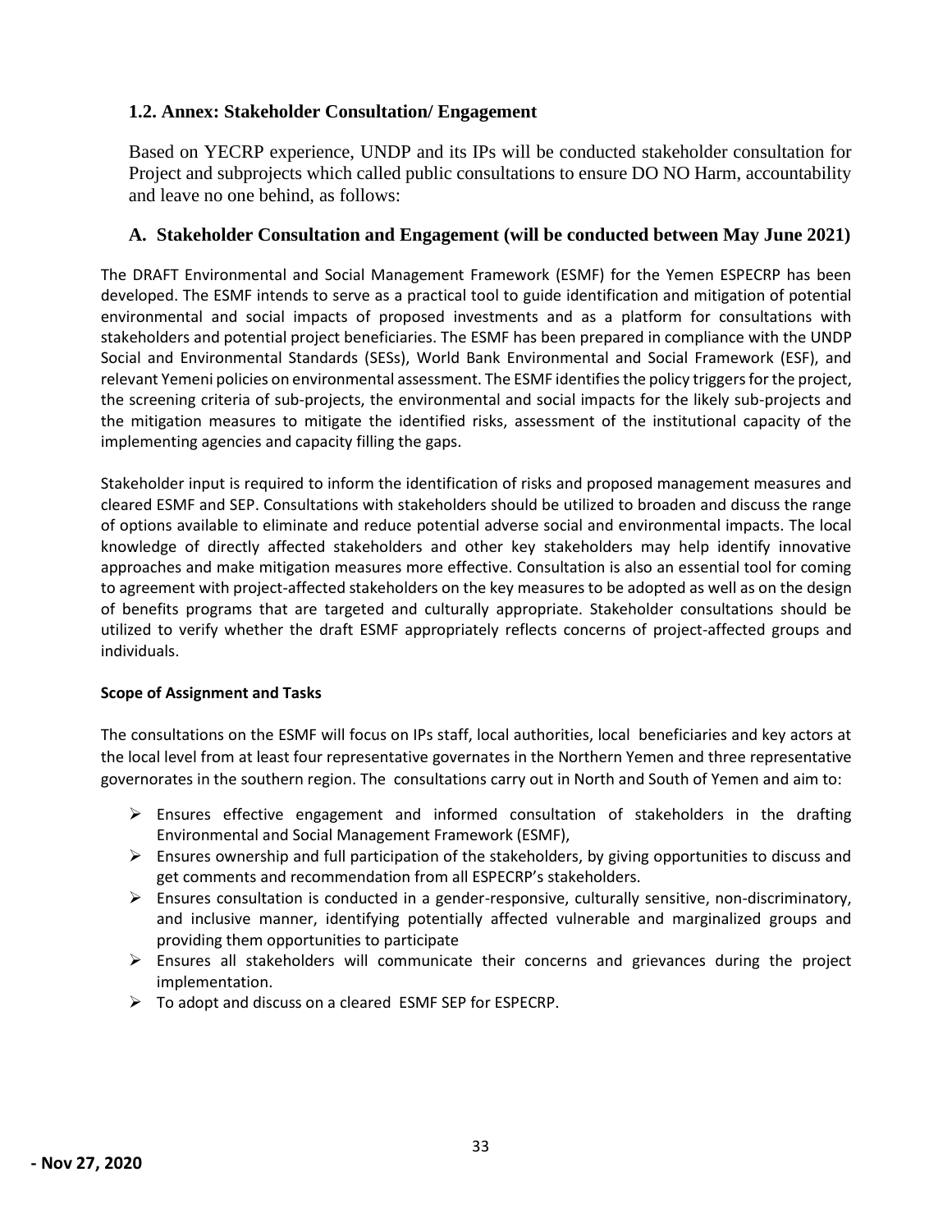## 1.2. Annex: Stakeholder Consultation/ Engagement

Based on YECRP experience, UNDP and its IPs will be conducted stakeholder consultation for Project and subprojects which called public consultations to ensure DO NO Harm, accountability and leave no one behind, as follows:

### A. Stakeholder Consultation and Engagement (will be conducted between May June 2021)

The DRAFT Environmental and Social Management Framework (ESMF) for the Yemen ESPECRP has been developed. The ESMF intends to serve as a practical tool to guide identification and mitigation of potential environmental and social impacts of proposed investments and as a platform for consultations with stakeholders and potential project beneficiaries. The ESMF has been prepared in compliance with the UNDP Social and Environmental Standards (SESs), World Bank Environmental and Social Framework (ESF), and relevant Yemeni policies on environmental assessment. The ESMF identifies the policy triggers for the project, the screening criteria of sub-projects, the environmental and social impacts for the likely sub-projects and the mitigation measures to mitigate the identified risks, assessment of the institutional capacity of the implementing agencies and capacity filling the gaps.

Stakeholder input is required to inform the identification of risks and proposed management measures and cleared ESMF and SEP. Consultations with stakeholders should be utilized to broaden and discuss the range of options available to eliminate and reduce potential adverse social and environmental impacts. The local knowledge of directly affected stakeholders and other key stakeholders may help identify innovative approaches and make mitigation measures more effective. Consultation is also an essential tool for coming to agreement with project-affected stakeholders on the key measures to be adopted as well as on the design of benefits programs that are targeted and culturally appropriate. Stakeholder consultations should be utilized to verify whether the draft ESMF appropriately reflects concerns of project-affected groups and individuals.

**Scope of Assignment and Tasks**

The consultations on the ESMF will focus on IPs staff, local authorities, local beneficiaries and key actors at the local level from at least four representative governates in the Northern Yemen and three representative governorates in the southern region. The consultations carry out in North and South of Yemen and aim to:

- Ensures effective engagement and informed consultation of stakeholders in the drafting Environmental and Social Management Framework (ESMF),
- Ensures ownership and full participation of the stakeholders, by giving opportunities to discuss and get comments and recommendation from all ESPECRP's stakeholders.
- Ensures consultation is conducted in a gender-responsive, culturally sensitive, non-discriminatory, and inclusive manner, identifying potentially affected vulnerable and marginalized groups and providing them opportunities to participate
- Ensures all stakeholders will communicate their concerns and grievances during the project implementation.
- To adopt and discuss on a cleared ESMF SEP for ESPECRP.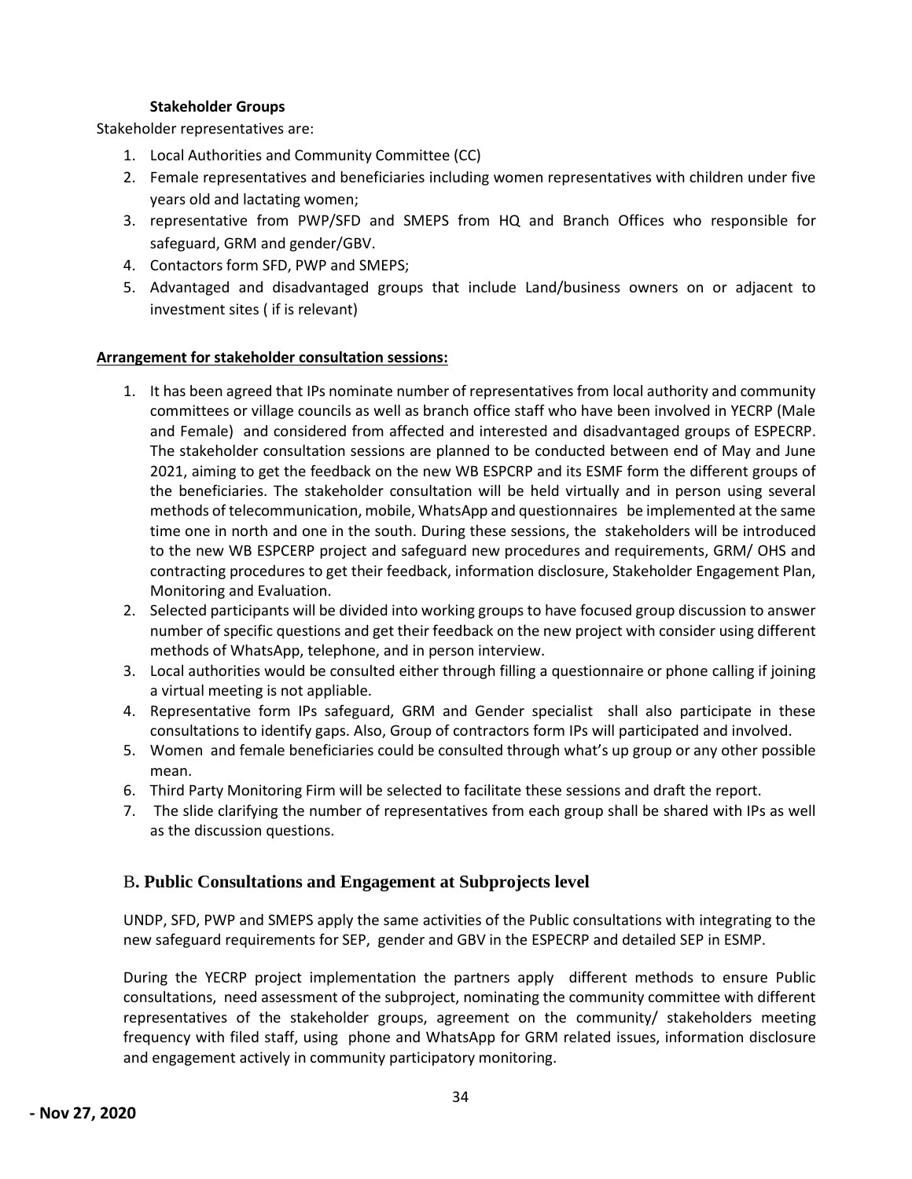**Stakeholder Groups**

Stakeholder representatives are:

1. Local Authorities and Community Committee (CC)
2. Female representatives and beneficiaries including women representatives with children under five years old and lactating women;
3. representative from PWP/SFD and SMEPS from HQ and Branch Offices who responsible for safeguard, GRM and gender/GBV.
4. Contactors form SFD, PWP and SMEPS;
5. Advantaged and disadvantaged groups that include Land/business owners on or adjacent to investment sites ( if is relevant)

**Arrangement for stakeholder consultation sessions:**

1. It has been agreed that IPs nominate number of representatives from local authority and community committees or village councils as well as branch office staff who have been involved in YECRP (Male and Female) and considered from affected and interested and disadvantaged groups of ESPECRP. The stakeholder consultation sessions are planned to be conducted between end of May and June 2021, aiming to get the feedback on the new WB ESPCRP and its ESMF form the different groups of the beneficiaries. The stakeholder consultation will be held virtually and in person using several methods of telecommunication, mobile, WhatsApp and questionnaires be implemented at the same time one in north and one in the south. During these sessions, the stakeholders will be introduced to the new WB ESPCERP project and safeguard new procedures and requirements, GRM/ OHS and contracting procedures to get their feedback, information disclosure, Stakeholder Engagement Plan, Monitoring and Evaluation.
2. Selected participants will be divided into working groups to have focused group discussion to answer number of specific questions and get their feedback on the new project with consider using different methods of WhatsApp, telephone, and in person interview.
3. Local authorities would be consulted either through filling a questionnaire or phone calling if joining a virtual meeting is not appliable.
4. Representative form IPs safeguard, GRM and Gender specialist shall also participate in these consultations to identify gaps. Also, Group of contractors form IPs will participated and involved.
5. Women and female beneficiaries could be consulted through what's up group or any other possible mean.
6. Third Party Monitoring Firm will be selected to facilitate these sessions and draft the report.
7. The slide clarifying the number of representatives from each group shall be shared with IPs as well as the discussion questions.

## B. Public Consultations and Engagement at Subprojects level

UNDP, SFD, PWP and SMEPS apply the same activities of the Public consultations with integrating to the new safeguard requirements for SEP, gender and GBV in the ESPECRP and detailed SEP in ESMP.

During the YECRP project implementation the partners apply different methods to ensure Public consultations, need assessment of the subproject, nominating the community committee with different representatives of the stakeholder groups, agreement on the community/ stakeholders meeting frequency with filed staff, using phone and WhatsApp for GRM related issues, information disclosure and engagement actively in community participatory monitoring.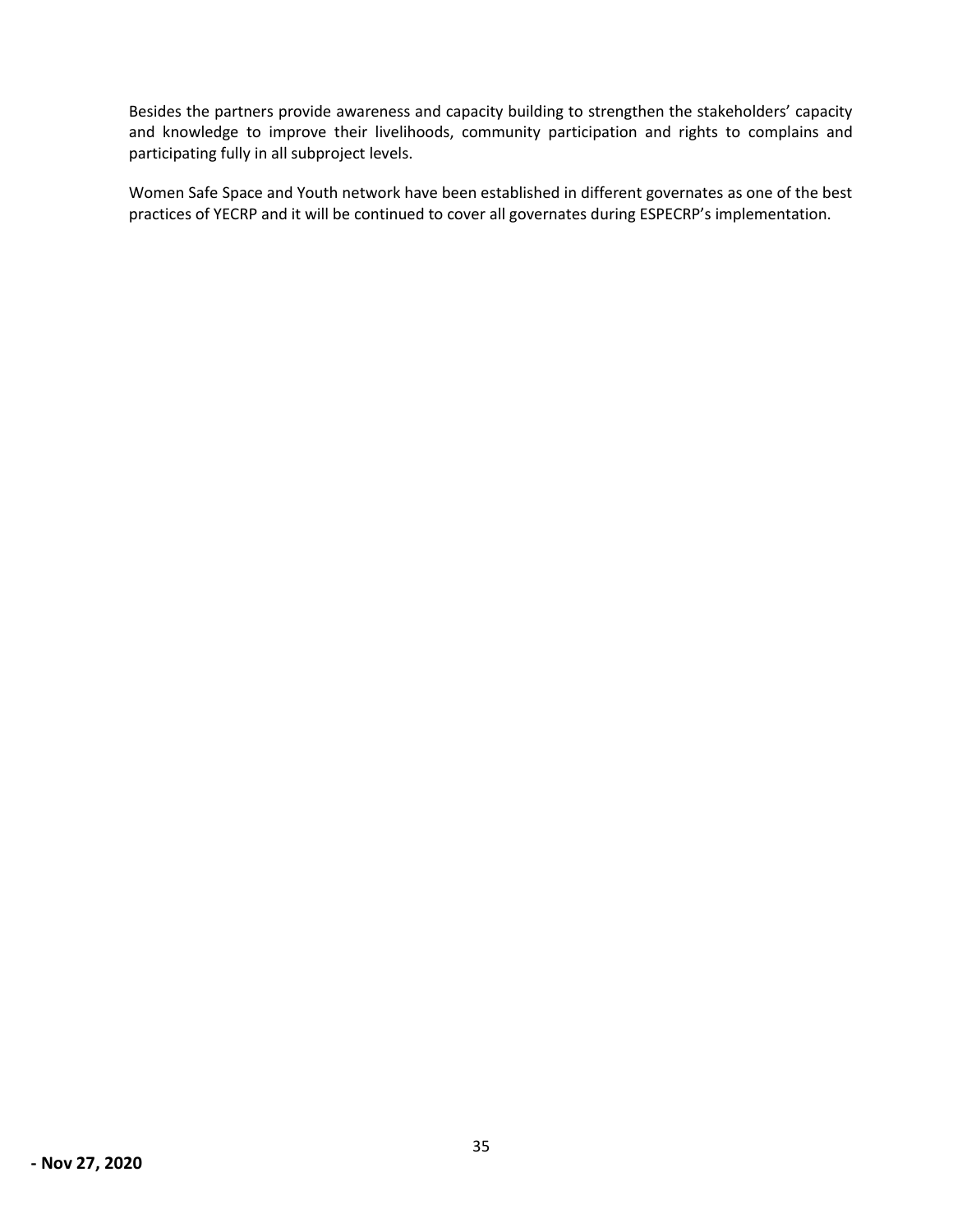Besides the partners provide awareness and capacity building to strengthen the stakeholders' capacity and knowledge to improve their livelihoods, community participation and rights to complains and participating fully in all subproject levels.

Women Safe Space and Youth network have been established in different governates as one of the best practices of YECRP and it will be continued to cover all governates during ESPECRP's implementation.